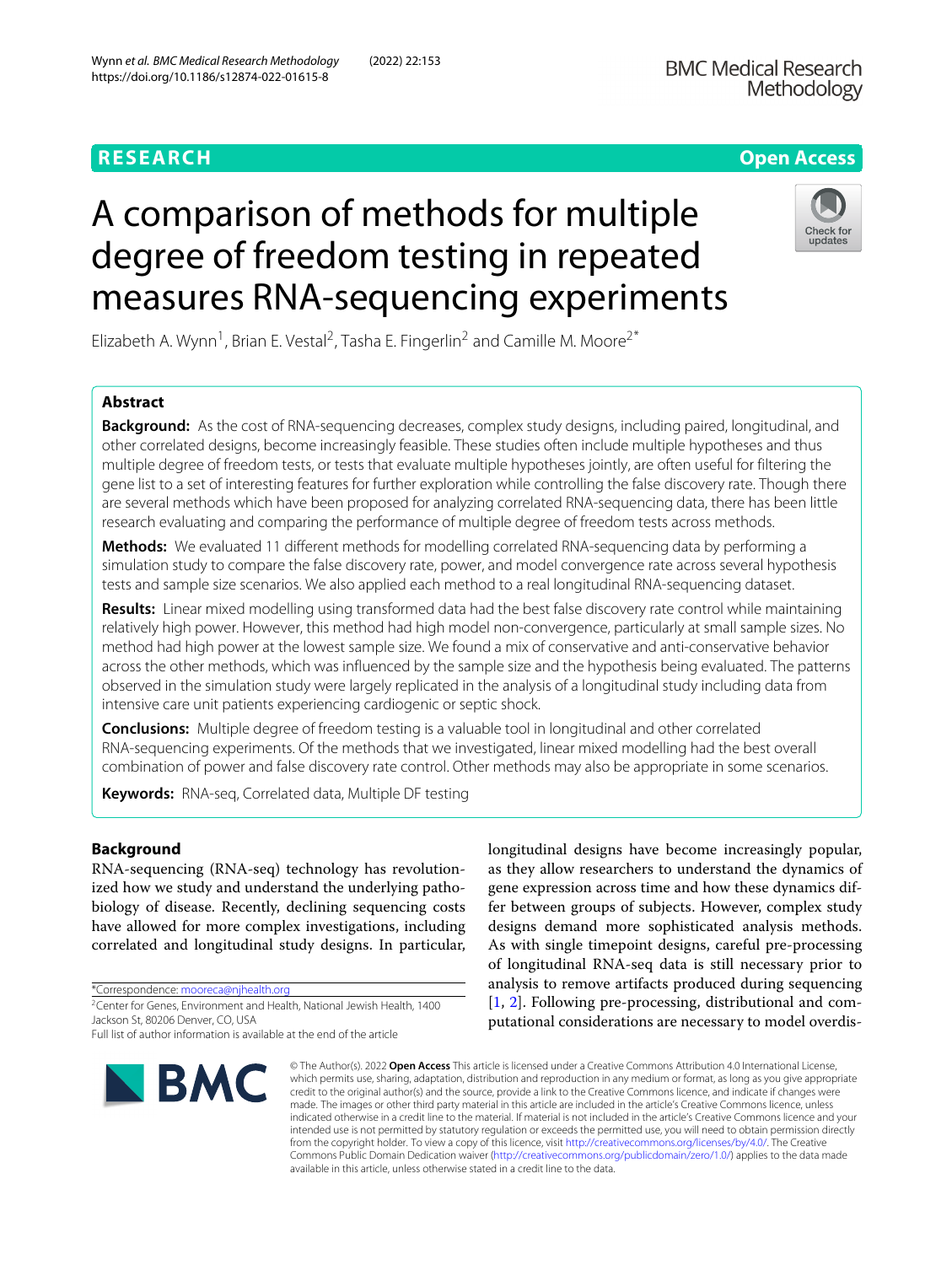RESEARCH

Open Access

# A comparison of methods for multiple degree of freedom testing in repeated measures RNA-sequencing experiments

Elizabeth A. Wynn[1], Brian E. Vestal[2], Tasha E. Fingerlin[2] and Camille M. Moore[2*]

## Abstract

**Background:** As the cost of RNA-sequencing decreases, complex study designs, including paired, longitudinal, and other correlated designs, become increasingly feasible. These studies often include multiple hypotheses and thus multiple degree of freedom tests, or tests that evaluate multiple hypotheses jointly, are often useful for filtering the gene list to a set of interesting features for further exploration while controlling the false discovery rate. Though there are several methods which have been proposed for analyzing correlated RNA-sequencing data, there has been little research evaluating and comparing the performance of multiple degree of freedom tests across methods.

**Methods:** We evaluated 11 different methods for modelling correlated RNA-sequencing data by performing a simulation study to compare the false discovery rate, power, and model convergence rate across several hypothesis tests and sample size scenarios. We also applied each method to a real longitudinal RNA-sequencing dataset.

**Results:** Linear mixed modelling using transformed data had the best false discovery rate control while maintaining relatively high power. However, this method had high model non-convergence, particularly at small sample sizes. No method had high power at the lowest sample size. We found a mix of conservative and anti-conservative behavior across the other methods, which was influenced by the sample size and the hypothesis being evaluated. The patterns observed in the simulation study were largely replicated in the analysis of a longitudinal study including data from intensive care unit patients experiencing cardiogenic or septic shock.

**Conclusions:** Multiple degree of freedom testing is a valuable tool in longitudinal and other correlated RNA-sequencing experiments. Of the methods that we investigated, linear mixed modelling had the best overall combination of power and false discovery rate control. Other methods may also be appropriate in some scenarios.

**Keywords:** RNA-seq, Correlated data, Multiple DF testing

## Background

RNA-sequencing (RNA-seq) technology has revolutionized how we study and understand the underlying pathobiology of disease. Recently, declining sequencing costs have allowed for more complex investigations, including correlated and longitudinal study designs. In particular, longitudinal designs have become increasingly popular, as they allow researchers to understand the dynamics of gene expression across time and how these dynamics differ between groups of subjects. However, complex study designs demand more sophisticated analysis methods. As with single timepoint designs, careful pre-processing of longitudinal RNA-seq data is still necessary prior to analysis to remove artifacts produced during sequencing [1, 2]. Following pre-processing, distributional and computational considerations are necessary to model overdis-

*Correspondence: mooreca@njhealth.org

[2]Center for Genes, Environment and Health, National Jewish Health, 1400 Jackson St, 80206 Denver, CO, USA

Full list of author information is available at the end of the article

© The Author(s). 2022 **Open Access** This article is licensed under a Creative Commons Attribution 4.0 International License, which permits use, sharing, adaptation, distribution and reproduction in any medium or format, as long as you give appropriate credit to the original author(s) and the source, provide a link to the Creative Commons licence, and indicate if changes were made. The images or other third party material in this article are included in the article's Creative Commons licence, unless indicated otherwise in a credit line to the material. If material is not included in the article's Creative Commons licence and your intended use is not permitted by statutory regulation or exceeds the permitted use, you will need to obtain permission directly from the copyright holder. To view a copy of this licence, visit http://creativecommons.org/licenses/by/4.0/. The Creative Commons Public Domain Dedication waiver (http://creativecommons.org/publicdomain/zero/1.0/) applies to the data made available in this article, unless otherwise stated in a credit line to the data.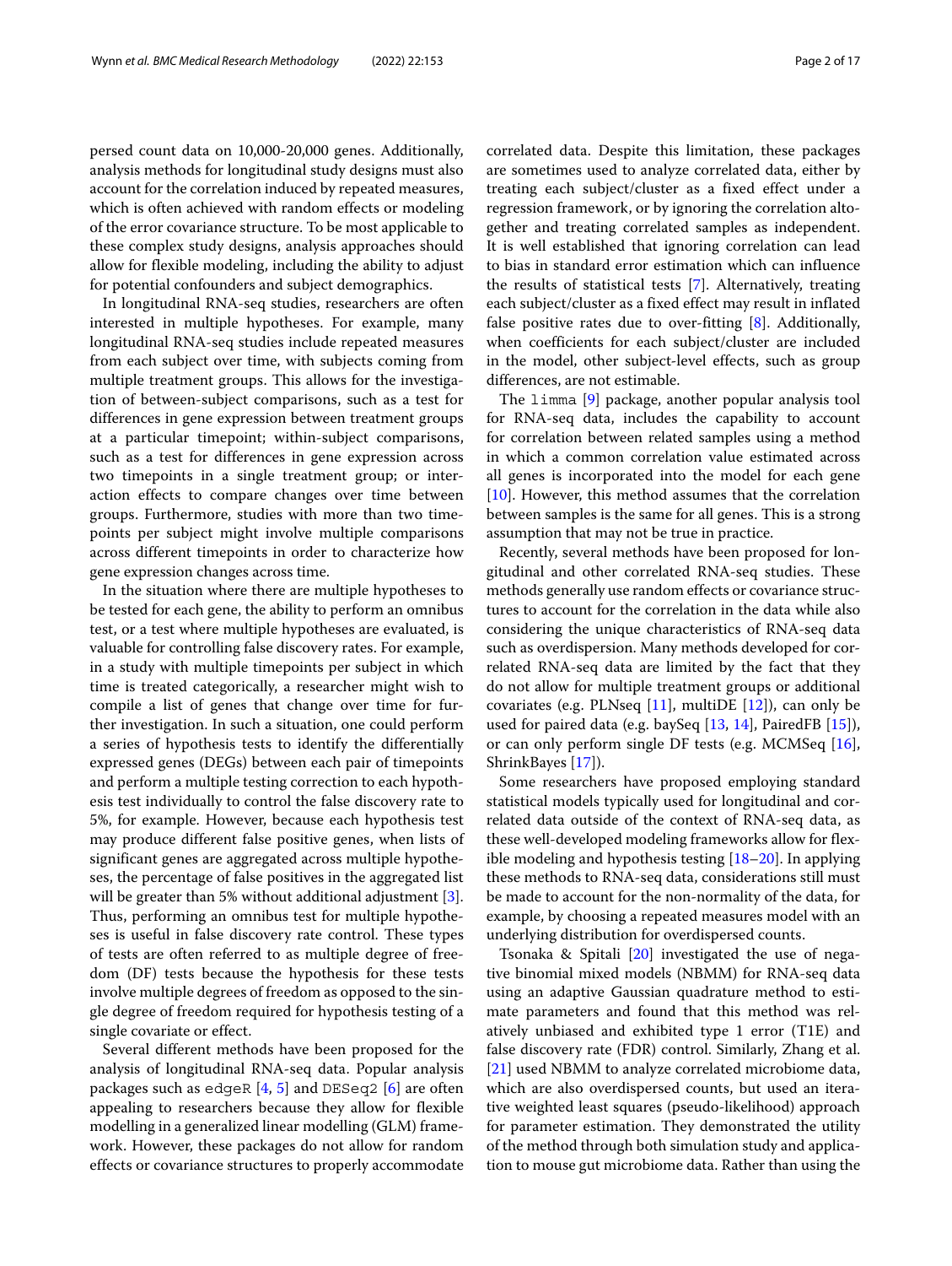persed count data on 10,000-20,000 genes. Additionally, analysis methods for longitudinal study designs must also account for the correlation induced by repeated measures, which is often achieved with random effects or modeling of the error covariance structure. To be most applicable to these complex study designs, analysis approaches should allow for flexible modeling, including the ability to adjust for potential confounders and subject demographics.

In longitudinal RNA-seq studies, researchers are often interested in multiple hypotheses. For example, many longitudinal RNA-seq studies include repeated measures from each subject over time, with subjects coming from multiple treatment groups. This allows for the investigation of between-subject comparisons, such as a test for differences in gene expression between treatment groups at a particular timepoint; within-subject comparisons, such as a test for differences in gene expression across two timepoints in a single treatment group; or interaction effects to compare changes over time between groups. Furthermore, studies with more than two timepoints per subject might involve multiple comparisons across different timepoints in order to characterize how gene expression changes across time.

In the situation where there are multiple hypotheses to be tested for each gene, the ability to perform an omnibus test, or a test where multiple hypotheses are evaluated, is valuable for controlling false discovery rates. For example, in a study with multiple timepoints per subject in which time is treated categorically, a researcher might wish to compile a list of genes that change over time for further investigation. In such a situation, one could perform a series of hypothesis tests to identify the differentially expressed genes (DEGs) between each pair of timepoints and perform a multiple testing correction to each hypothesis test individually to control the false discovery rate to 5%, for example. However, because each hypothesis test may produce different false positive genes, when lists of significant genes are aggregated across multiple hypotheses, the percentage of false positives in the aggregated list will be greater than 5% without additional adjustment [3]. Thus, performing an omnibus test for multiple hypotheses is useful in false discovery rate control. These types of tests are often referred to as multiple degree of freedom (DF) tests because the hypothesis for these tests involve multiple degrees of freedom as opposed to the single degree of freedom required for hypothesis testing of a single covariate or effect.

Several different methods have been proposed for the analysis of longitudinal RNA-seq data. Popular analysis packages such as `edgeR` [4, 5] and `DESeq2` [6] are often appealing to researchers because they allow for flexible modelling in a generalized linear modelling (GLM) framework. However, these packages do not allow for random effects or covariance structures to properly accommodate correlated data. Despite this limitation, these packages are sometimes used to analyze correlated data, either by treating each subject/cluster as a fixed effect under a regression framework, or by ignoring the correlation altogether and treating correlated samples as independent. It is well established that ignoring correlation can lead to bias in standard error estimation which can influence the results of statistical tests [7]. Alternatively, treating each subject/cluster as a fixed effect may result in inflated false positive rates due to over-fitting [8]. Additionally, when coefficients for each subject/cluster are included in the model, other subject-level effects, such as group differences, are not estimable.

The `limma` [9] package, another popular analysis tool for RNA-seq data, includes the capability to account for correlation between related samples using a method in which a common correlation value estimated across all genes is incorporated into the model for each gene [10]. However, this method assumes that the correlation between samples is the same for all genes. This is a strong assumption that may not be true in practice.

Recently, several methods have been proposed for longitudinal and other correlated RNA-seq studies. These methods generally use random effects or covariance structures to account for the correlation in the data while also considering the unique characteristics of RNA-seq data such as overdispersion. Many methods developed for correlated RNA-seq data are limited by the fact that they do not allow for multiple treatment groups or additional covariates (e.g. PLNseq [11], multiDE [12]), can only be used for paired data (e.g. baySeq [13, 14], PairedFB [15]), or can only perform single DF tests (e.g. MCMSeq [16], ShrinkBayes [17]).

Some researchers have proposed employing standard statistical models typically used for longitudinal and correlated data outside of the context of RNA-seq data, as these well-developed modeling frameworks allow for flexible modeling and hypothesis testing [18–20]. In applying these methods to RNA-seq data, considerations still must be made to account for the non-normality of the data, for example, by choosing a repeated measures model with an underlying distribution for overdispersed counts.

Tsonaka & Spitali [20] investigated the use of negative binomial mixed models (NBMM) for RNA-seq data using an adaptive Gaussian quadrature method to estimate parameters and found that this method was relatively unbiased and exhibited type 1 error (T1E) and false discovery rate (FDR) control. Similarly, Zhang et al. [21] used NBMM to analyze correlated microbiome data, which are also overdispersed counts, but used an iterative weighted least squares (pseudo-likelihood) approach for parameter estimation. They demonstrated the utility of the method through both simulation study and application to mouse gut microbiome data. Rather than using the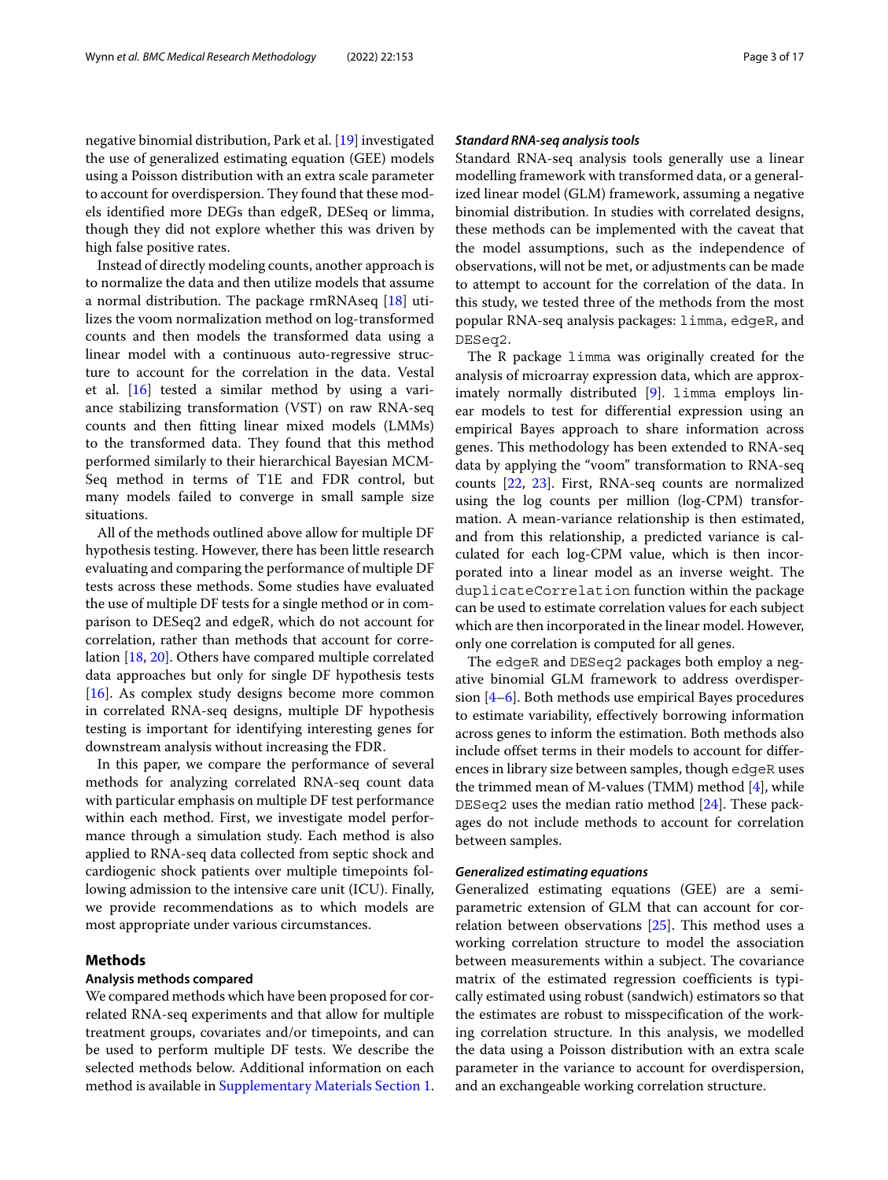negative binomial distribution, Park et al. [19] investigated the use of generalized estimating equation (GEE) models using a Poisson distribution with an extra scale parameter to account for overdispersion. They found that these models identified more DEGs than edgeR, DESeq or limma, though they did not explore whether this was driven by high false positive rates.

Instead of directly modeling counts, another approach is to normalize the data and then utilize models that assume a normal distribution. The package rmRNAseq [18] utilizes the voom normalization method on log-transformed counts and then models the transformed data using a linear model with a continuous auto-regressive structure to account for the correlation in the data. Vestal et al. [16] tested a similar method by using a variance stabilizing transformation (VST) on raw RNA-seq counts and then fitting linear mixed models (LMMs) to the transformed data. They found that this method performed similarly to their hierarchical Bayesian MCMSeq method in terms of T1E and FDR control, but many models failed to converge in small sample size situations.

All of the methods outlined above allow for multiple DF hypothesis testing. However, there has been little research evaluating and comparing the performance of multiple DF tests across these methods. Some studies have evaluated the use of multiple DF tests for a single method or in comparison to DESeq2 and edgeR, which do not account for correlation, rather than methods that account for correlation [18, 20]. Others have compared multiple correlated data approaches but only for single DF hypothesis tests [16]. As complex study designs become more common in correlated RNA-seq designs, multiple DF hypothesis testing is important for identifying interesting genes for downstream analysis without increasing the FDR.

In this paper, we compare the performance of several methods for analyzing correlated RNA-seq count data with particular emphasis on multiple DF test performance within each method. First, we investigate model performance through a simulation study. Each method is also applied to RNA-seq data collected from septic shock and cardiogenic shock patients over multiple timepoints following admission to the intensive care unit (ICU). Finally, we provide recommendations as to which models are most appropriate under various circumstances.

## Methods

### Analysis methods compared

We compared methods which have been proposed for correlated RNA-seq experiments and that allow for multiple treatment groups, covariates and/or timepoints, and can be used to perform multiple DF tests. We describe the selected methods below. Additional information on each method is available in Supplementary Materials Section 1.

#### *Standard RNA-seq analysis tools*

Standard RNA-seq analysis tools generally use a linear modelling framework with transformed data, or a generalized linear model (GLM) framework, assuming a negative binomial distribution. In studies with correlated designs, these methods can be implemented with the caveat that the model assumptions, such as the independence of observations, will not be met, or adjustments can be made to attempt to account for the correlation of the data. In this study, we tested three of the methods from the most popular RNA-seq analysis packages: `limma`, `edgeR`, and `DESeq2`.

The R package `limma` was originally created for the analysis of microarray expression data, which are approximately normally distributed [9]. `limma` employs linear models to test for differential expression using an empirical Bayes approach to share information across genes. This methodology has been extended to RNA-seq data by applying the "voom" transformation to RNA-seq counts [22, 23]. First, RNA-seq counts are normalized using the log counts per million (log-CPM) transformation. A mean-variance relationship is then estimated, and from this relationship, a predicted variance is calculated for each log-CPM value, which is then incorporated into a linear model as an inverse weight. The `duplicateCorrelation` function within the package can be used to estimate correlation values for each subject which are then incorporated in the linear model. However, only one correlation is computed for all genes.

The `edgeR` and `DESeq2` packages both employ a negative binomial GLM framework to address overdispersion [4–6]. Both methods use empirical Bayes procedures to estimate variability, effectively borrowing information across genes to inform the estimation. Both methods also include offset terms in their models to account for differences in library size between samples, though `edgeR` uses the trimmed mean of M-values (TMM) method [4], while `DESeq2` uses the median ratio method [24]. These packages do not include methods to account for correlation between samples.

#### *Generalized estimating equations*

Generalized estimating equations (GEE) are a semi-parametric extension of GLM that can account for correlation between observations [25]. This method uses a working correlation structure to model the association between measurements within a subject. The covariance matrix of the estimated regression coefficients is typically estimated using robust (sandwich) estimators so that the estimates are robust to misspecification of the working correlation structure. In this analysis, we modelled the data using a Poisson distribution with an extra scale parameter in the variance to account for overdispersion, and an exchangeable working correlation structure.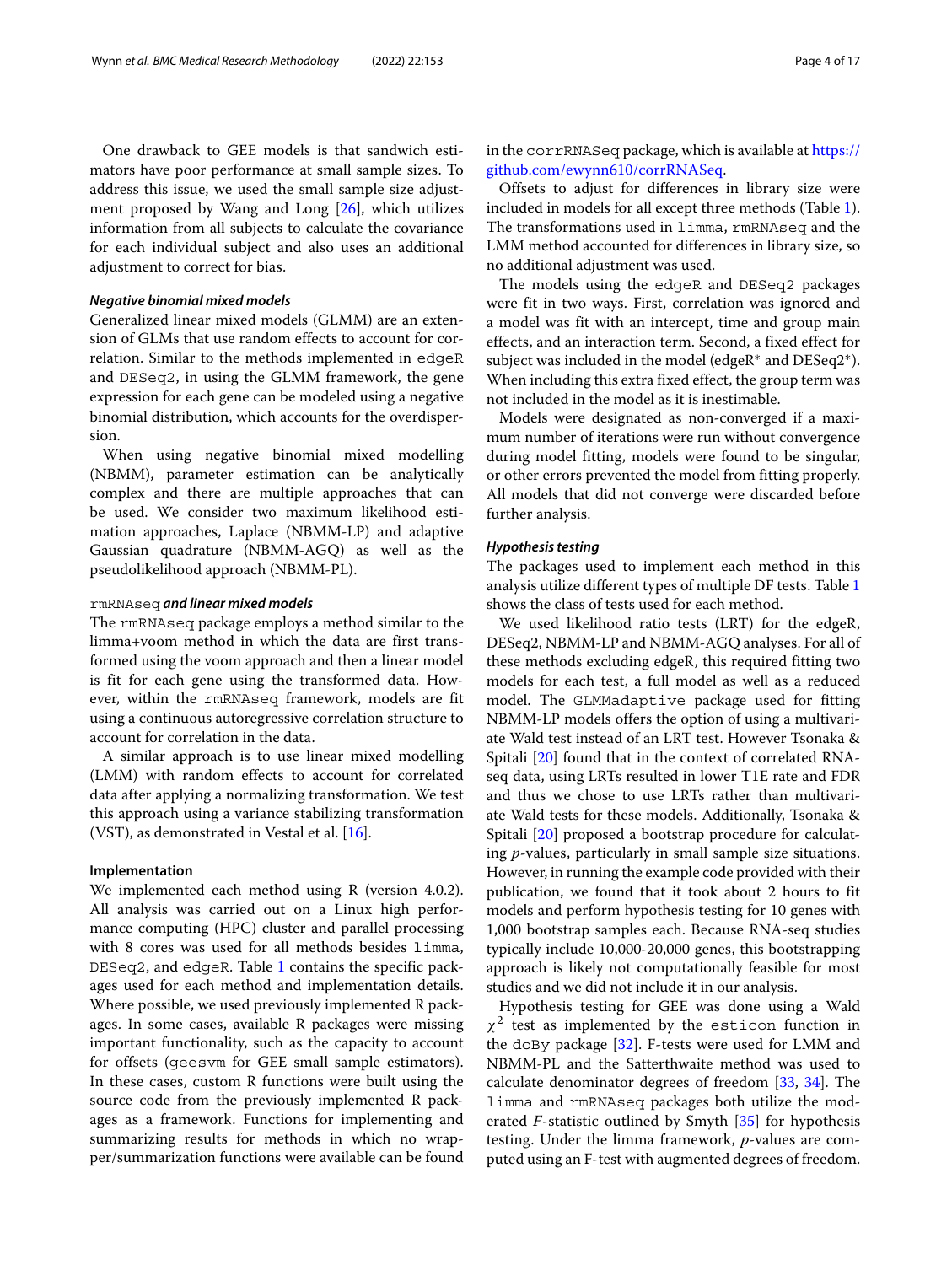One drawback to GEE models is that sandwich estimators have poor performance at small sample sizes. To address this issue, we used the small sample size adjustment proposed by Wang and Long [26], which utilizes information from all subjects to calculate the covariance for each individual subject and also uses an additional adjustment to correct for bias.

#### *Negative binomial mixed models*

Generalized linear mixed models (GLMM) are an extension of GLMs that use random effects to account for correlation. Similar to the methods implemented in edgeR and DESeq2, in using the GLMM framework, the gene expression for each gene can be modeled using a negative binomial distribution, which accounts for the overdispersion.

When using negative binomial mixed modelling (NBMM), parameter estimation can be analytically complex and there are multiple approaches that can be used. We consider two maximum likelihood estimation approaches, Laplace (NBMM-LP) and adaptive Gaussian quadrature (NBMM-AGQ) as well as the pseudolikelihood approach (NBMM-PL).

#### rmRNAseq *and linear mixed models*

The rmRNAseq package employs a method similar to the limma+voom method in which the data are first transformed using the voom approach and then a linear model is fit for each gene using the transformed data. However, within the rmRNAseq framework, models are fit using a continuous autoregressive correlation structure to account for correlation in the data.

A similar approach is to use linear mixed modelling (LMM) with random effects to account for correlated data after applying a normalizing transformation. We test this approach using a variance stabilizing transformation (VST), as demonstrated in Vestal et al. [16].

### Implementation

We implemented each method using R (version 4.0.2). All analysis was carried out on a Linux high performance computing (HPC) cluster and parallel processing with 8 cores was used for all methods besides limma, DESeq2, and edgeR. Table 1 contains the specific packages used for each method and implementation details. Where possible, we used previously implemented R packages. In some cases, available R packages were missing important functionality, such as the capacity to account for offsets (geesvm for GEE small sample estimators). In these cases, custom R functions were built using the source code from the previously implemented R packages as a framework. Functions for implementing and summarizing results for methods in which no wrapper/summarization functions were available can be found in the corrRNASeq package, which is available at https://github.com/ewynn610/corrRNASeq.

Offsets to adjust for differences in library size were included in models for all except three methods (Table 1). The transformations used in limma, rmRNAseq and the LMM method accounted for differences in library size, so no additional adjustment was used.

The models using the edgeR and DESeq2 packages were fit in two ways. First, correlation was ignored and a model was fit with an intercept, time and group main effects, and an interaction term. Second, a fixed effect for subject was included in the model (edgeR* and DESeq2*). When including this extra fixed effect, the group term was not included in the model as it is inestimable.

Models were designated as non-converged if a maximum number of iterations were run without convergence during model fitting, models were found to be singular, or other errors prevented the model from fitting properly. All models that did not converge were discarded before further analysis.

#### *Hypothesis testing*

The packages used to implement each method in this analysis utilize different types of multiple DF tests. Table 1 shows the class of tests used for each method.

We used likelihood ratio tests (LRT) for the edgeR, DESeq2, NBMM-LP and NBMM-AGQ analyses. For all of these methods excluding edgeR, this required fitting two models for each test, a full model as well as a reduced model. The GLMMadaptive package used for fitting NBMM-LP models offers the option of using a multivariate Wald test instead of an LRT test. However Tsonaka & Spitali [20] found that in the context of correlated RNA-seq data, using LRTs resulted in lower T1E rate and FDR and thus we chose to use LRTs rather than multivariate Wald tests for these models. Additionally, Tsonaka & Spitali [20] proposed a bootstrap procedure for calculating *p*-values, particularly in small sample size situations. However, in running the example code provided with their publication, we found that it took about 2 hours to fit models and perform hypothesis testing for 10 genes with 1,000 bootstrap samples each. Because RNA-seq studies typically include 10,000-20,000 genes, this bootstrapping approach is likely not computationally feasible for most studies and we did not include it in our analysis.

Hypothesis testing for GEE was done using a Wald $\chi^2$ test as implemented by the esticon function in the doBy package [32]. F-tests were used for LMM and NBMM-PL and the Satterthwaite method was used to calculate denominator degrees of freedom [33, 34]. The limma and rmRNAseq packages both utilize the moderated *F*-statistic outlined by Smyth [35] for hypothesis testing. Under the limma framework, *p*-values are computed using an F-test with augmented degrees of freedom.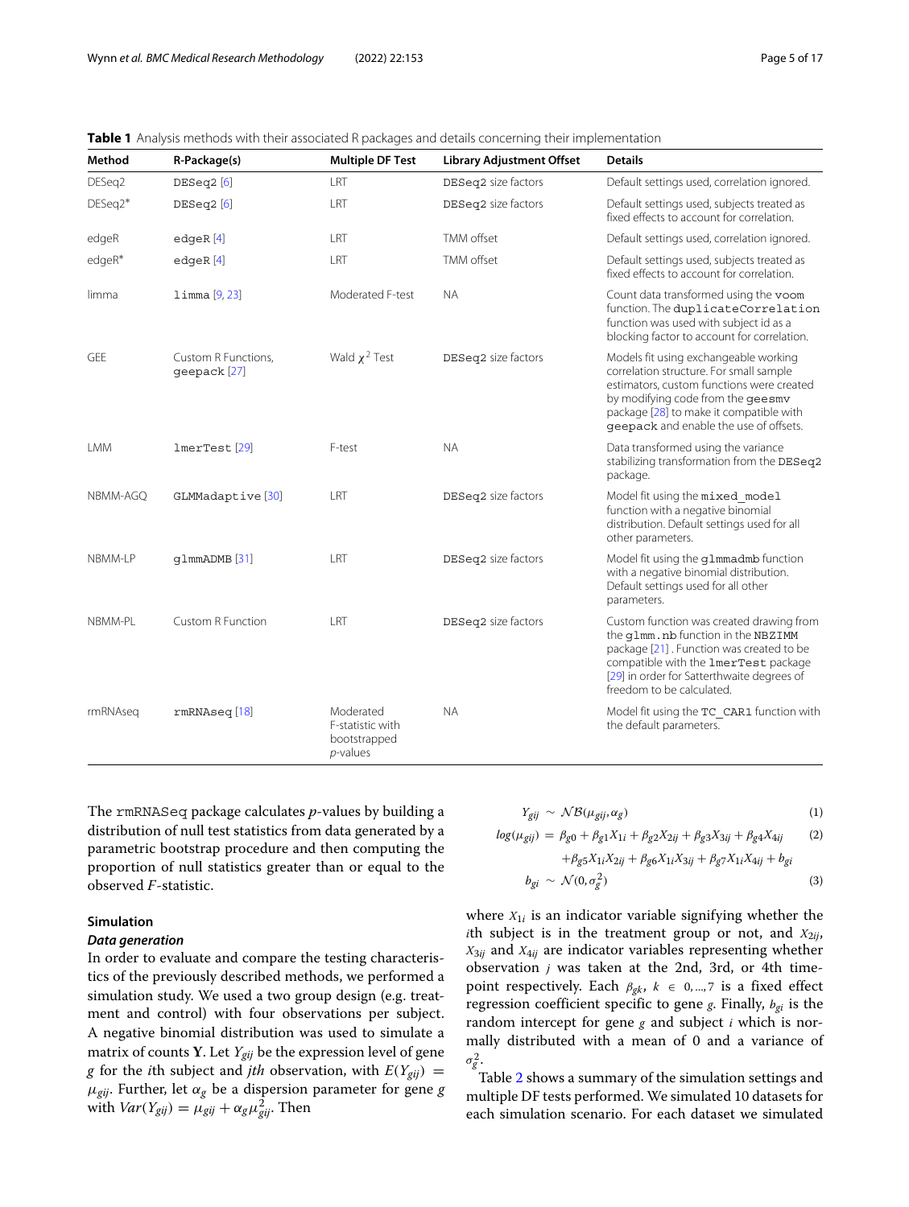**Table 1** Analysis methods with their associated R packages and details concerning their implementation

| Method | R-Package(s) | Multiple DF Test | Library Adjustment Offset | Details |
|---|---|---|---|---|
| DESeq2 | DESeq2 [6] | LRT | DESeq2 size factors | Default settings used, correlation ignored. |
| DESeq2* | DESeq2 [6] | LRT | DESeq2 size factors | Default settings used, subjects treated as fixed effects to account for correlation. |
| edgeR | edgeR [4] | LRT | TMM offset | Default settings used, correlation ignored. |
| edgeR* | edgeR [4] | LRT | TMM offset | Default settings used, subjects treated as fixed effects to account for correlation. |
| limma | limma [9, 23] | Moderated F-test | NA | Count data transformed using the voom function. The duplicateCorrelation function was used with subject id as a blocking factor to account for correlation. |
| GEE | Custom R Functions, geepack [27] | Wald $\chi^2$ Test | DESeq2 size factors | Models fit using exchangeable working correlation structure. For small sample estimators, custom functions were created by modifying code from the geesmv package [28] to make it compatible with geepack and enable the use of offsets. |
| LMM | lmerTest [29] | F-test | NA | Data transformed using the variance stabilizing transformation from the DESeq2 package. |
| NBMM-AGQ | GLMMadaptive [30] | LRT | DESeq2 size factors | Model fit using the mixed_model function with a negative binomial distribution. Default settings used for all other parameters. |
| NBMM-LP | glmmADMB [31] | LRT | DESeq2 size factors | Model fit using the glmmadmb function with a negative binomial distribution. Default settings used for all other parameters. |
| NBMM-PL | Custom R Function | LRT | DESeq2 size factors | Custom function was created drawing from the glmm.nb function in the NBZIMM package [21] . Function was created to be compatible with the lmerTest package [29] in order for Satterthwaite degrees of freedom to be calculated. |
| rmRNAseq | rmRNAseq [18] | Moderated F-statistic with bootstrapped *p*-values | NA | Model fit using the TC_CAR1 function with the default parameters. |

The rmRNASeq package calculates *p*-values by building a distribution of null test statistics from data generated by a parametric bootstrap procedure and then computing the proportion of null statistics greater than or equal to the observed *F*-statistic.

### Simulation

#### Data generation

In order to evaluate and compare the testing characteristics of the previously described methods, we performed a simulation study. We used a two group design (e.g. treatment and control) with four observations per subject. A negative binomial distribution was used to simulate a matrix of counts $\mathbf{Y}$. Let $Y_{gij}$ be the expression level of gene $g$ for the $i$th subject and $jth$ observation, with $E(Y_{gij}) = \mu_{gij}$. Further, let $\alpha_g$ be a dispersion parameter for gene $g$ with $Var(Y_{gij}) = \mu_{gij} + \alpha_g \mu_{gij}^2$. Then

$$Y_{gij} \sim \mathcal{NB}(\mu_{gij}, \alpha_g) \tag{1}$$

$$\begin{aligned} log(\mu_{gij}) = \; & \beta_{g0} + \beta_{g1}X_{1i} + \beta_{g2}X_{2ij} + \beta_{g3}X_{3ij} + \beta_{g4}X_{4ij} \\ & + \beta_{g5}X_{1i}X_{2ij} + \beta_{g6}X_{1i}X_{3ij} + \beta_{g7}X_{1i}X_{4ij} + b_{gi} \end{aligned} \tag{2}$$

$$b_{gi} \sim \mathcal{N}(0, \sigma_g^2) \tag{3}$$

where $X_{1i}$ is an indicator variable signifying whether the $i$th subject is in the treatment group or not, and $X_{2ij}$, $X_{3ij}$ and $X_{4ij}$ are indicator variables representing whether observation $j$ was taken at the 2nd, 3rd, or 4th timepoint respectively. Each $\beta_{gk}$, $k \in 0, ..., 7$ is a fixed effect regression coefficient specific to gene $g$. Finally, $b_{gi}$ is the random intercept for gene $g$ and subject $i$ which is normally distributed with a mean of 0 and a variance of $\sigma_g^2$.

Table 2 shows a summary of the simulation settings and multiple DF tests performed. We simulated 10 datasets for each simulation scenario. For each dataset we simulated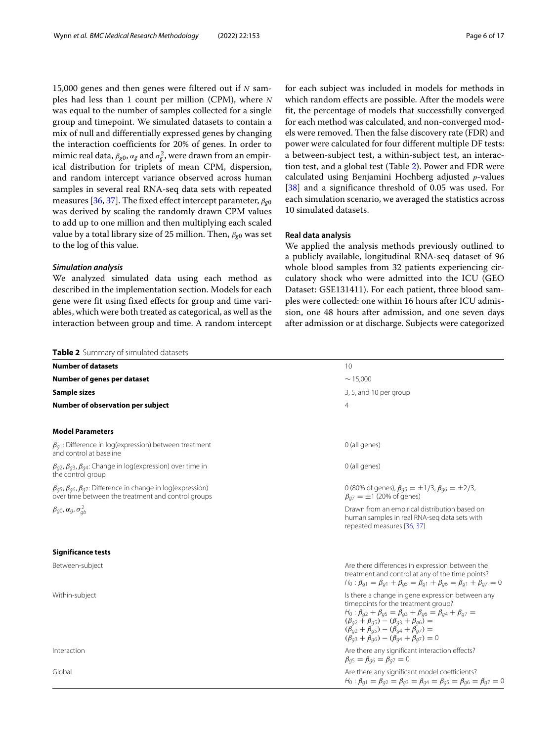15,000 genes and then genes were filtered out if $N$ samples had less than 1 count per million (CPM), where $N$ was equal to the number of samples collected for a single group and timepoint. We simulated datasets to contain a mix of null and differentially expressed genes by changing the interaction coefficients for 20% of genes. In order to mimic real data, $\beta_{g0}$, $\alpha_g$ and $\sigma_g^2$, were drawn from an empirical distribution for triplets of mean CPM, dispersion, and random intercept variance observed across human samples in several real RNA-seq data sets with repeated measures [36, 37]. The fixed effect intercept parameter, $\beta_{g0}$ was derived by scaling the randomly drawn CPM values to add up to one million and then multiplying each scaled value by a total library size of 25 million. Then, $\beta_{g0}$ was set to the log of this value.

### *Simulation analysis*

We analyzed simulated data using each method as described in the implementation section. Models for each gene were fit using fixed effects for group and time variables, which were both treated as categorical, as well as the interaction between group and time. A random intercept for each subject was included in models for methods in which random effects are possible. After the models were fit, the percentage of models that successfully converged for each method was calculated, and non-converged models were removed. Then the false discovery rate (FDR) and power were calculated for four different multiple DF tests: a between-subject test, a within-subject test, an interaction test, and a global test (Table 2). Power and FDR were calculated using Benjamini Hochberg adjusted $p$-values [38] and a significance threshold of 0.05 was used. For each simulation scenario, we averaged the statistics across 10 simulated datasets.

### Real data analysis

We applied the analysis methods previously outlined to a publicly available, longitudinal RNA-seq dataset of 96 whole blood samples from 32 patients experiencing circulatory shock who were admitted into the ICU (GEO Dataset: GSE131411). For each patient, three blood samples were collected: one within 16 hours after ICU admission, one 48 hours after admission, and one seven days after admission or at discharge. Subjects were categorized

**Table 2** Summary of simulated datasets

| | |
|---|---|
| **Number of datasets** | 10 |
| **Number of genes per dataset** | $\sim 15{,}000$ |
| **Sample sizes** | 3, 5, and 10 per group |
| **Number of observation per subject** | 4 |
| **Model Parameters** | |
| $\beta_{g1}$: Difference in log(expression) between treatment and control at baseline | 0 (all genes) |
| $\beta_{g2}, \beta_{g3}, \beta_{g4}$: Change in log(expression) over time in the control group | 0 (all genes) |
| $\beta_{g5}, \beta_{g6}, \beta_{g7}$: Difference in change in log(expression) over time between the treatment and control groups | 0 (80% of genes), $\beta_{g5} = \pm 1/3$, $\beta_{g6} = \pm 2/3$, $\beta_{g7} = \pm 1$ (20% of genes) |
| $\beta_{g0}, \alpha_g, \sigma_{gb}^2$ | Drawn from an empirical distribution based on human samples in real RNA-seq data sets with repeated measures [36, 37] |
| **Significance tests** | |
| Between-subject | Are there differences in expression between the treatment and control at any of the time points? $H_0: \beta_{g1} = \beta_{g1} + \beta_{g5} = \beta_{g1} + \beta_{g6} = \beta_{g1} + \beta_{g7} = 0$ |
| Within-subject | Is there a change in gene expression between any timepoints for the treatment group? $H_0: \beta_{g2} + \beta_{g5} = \beta_{g3} + \beta_{g6} = \beta_{g4} + \beta_{g7} = (\beta_{g2} + \beta_{g5}) - (\beta_{g3} + \beta_{g6}) = (\beta_{g2} + \beta_{g5}) - (\beta_{g4} + \beta_{g7}) = (\beta_{g3} + \beta_{g6}) - (\beta_{g4} + \beta_{g7}) = 0$ |
| Interaction | Are there any significant interaction effects? $\beta_{g5} = \beta_{g6} = \beta_{g7} = 0$ |
| Global | Are there any significant model coefficients? $H_0: \beta_{g1} = \beta_{g2} = \beta_{g3} = \beta_{g4} = \beta_{g5} = \beta_{g6} = \beta_{g7} = 0$ |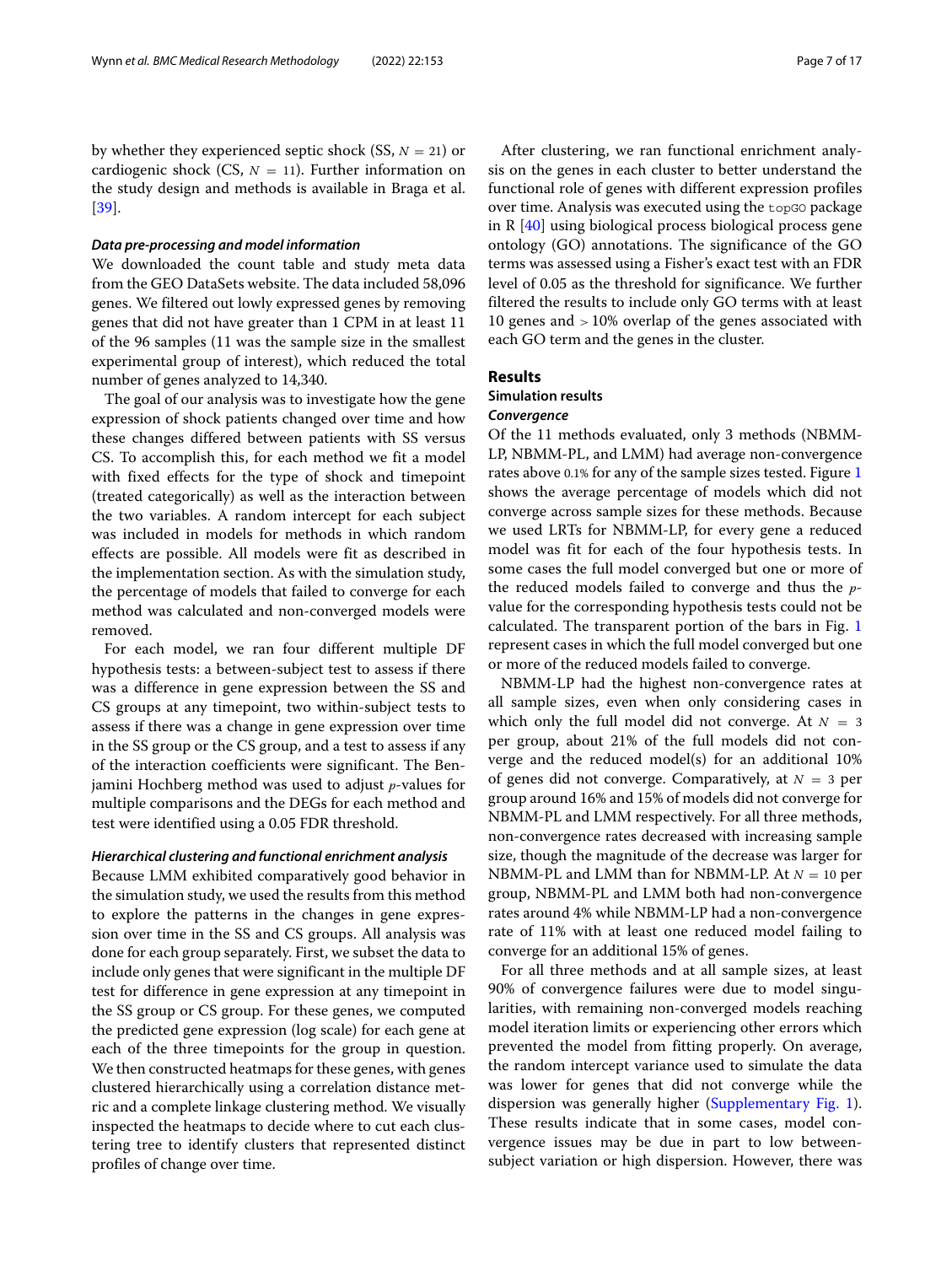by whether they experienced septic shock (SS, $N = 21$) or cardiogenic shock (CS, $N = 11$). Further information on the study design and methods is available in Braga et al. [39].

#### *Data pre-processing and model information*

We downloaded the count table and study meta data from the GEO DataSets website. The data included 58,096 genes. We filtered out lowly expressed genes by removing genes that did not have greater than 1 CPM in at least 11 of the 96 samples (11 was the sample size in the smallest experimental group of interest), which reduced the total number of genes analyzed to 14,340.

The goal of our analysis was to investigate how the gene expression of shock patients changed over time and how these changes differed between patients with SS versus CS. To accomplish this, for each method we fit a model with fixed effects for the type of shock and timepoint (treated categorically) as well as the interaction between the two variables. A random intercept for each subject was included in models for methods in which random effects are possible. All models were fit as described in the implementation section. As with the simulation study, the percentage of models that failed to converge for each method was calculated and non-converged models were removed.

For each model, we ran four different multiple DF hypothesis tests: a between-subject test to assess if there was a difference in gene expression between the SS and CS groups at any timepoint, two within-subject tests to assess if there was a change in gene expression over time in the SS group or the CS group, and a test to assess if any of the interaction coefficients were significant. The Benjamini Hochberg method was used to adjust $p$-values for multiple comparisons and the DEGs for each method and test were identified using a 0.05 FDR threshold.

#### *Hierarchical clustering and functional enrichment analysis*

Because LMM exhibited comparatively good behavior in the simulation study, we used the results from this method to explore the patterns in the changes in gene expression over time in the SS and CS groups. All analysis was done for each group separately. First, we subset the data to include only genes that were significant in the multiple DF test for difference in gene expression at any timepoint in the SS group or CS group. For these genes, we computed the predicted gene expression (log scale) for each gene at each of the three timepoints for the group in question. We then constructed heatmaps for these genes, with genes clustered hierarchically using a correlation distance metric and a complete linkage clustering method. We visually inspected the heatmaps to decide where to cut each clustering tree to identify clusters that represented distinct profiles of change over time.

After clustering, we ran functional enrichment analysis on the genes in each cluster to better understand the functional role of genes with different expression profiles over time. Analysis was executed using the `topGO` package in R [40] using biological process biological process gene ontology (GO) annotations. The significance of the GO terms was assessed using a Fisher's exact test with an FDR level of 0.05 as the threshold for significance. We further filtered the results to include only GO terms with at least 10 genes and $> 10\%$ overlap of the genes associated with each GO term and the genes in the cluster.

## Results

### Simulation results

#### *Convergence*

Of the 11 methods evaluated, only 3 methods (NBMM-LP, NBMM-PL, and LMM) had average non-convergence rates above $0.1\%$ for any of the sample sizes tested. Figure 1 shows the average percentage of models which did not converge across sample sizes for these methods. Because we used LRTs for NBMM-LP, for every gene a reduced model was fit for each of the four hypothesis tests. In some cases the full model converged but one or more of the reduced models failed to converge and thus the $p$-value for the corresponding hypothesis tests could not be calculated. The transparent portion of the bars in Fig. 1 represent cases in which the full model converged but one or more of the reduced models failed to converge.

NBMM-LP had the highest non-convergence rates at all sample sizes, even when only considering cases in which only the full model did not converge. At $N = 3$ per group, about 21% of the full models did not converge and the reduced model(s) for an additional 10% of genes did not converge. Comparatively, at $N = 3$ per group around 16% and 15% of models did not converge for NBMM-PL and LMM respectively. For all three methods, non-convergence rates decreased with increasing sample size, though the magnitude of the decrease was larger for NBMM-PL and LMM than for NBMM-LP. At $N = 10$ per group, NBMM-PL and LMM both had non-convergence rates around 4% while NBMM-LP had a non-convergence rate of 11% with at least one reduced model failing to converge for an additional 15% of genes.

For all three methods and at all sample sizes, at least 90% of convergence failures were due to model singularities, with remaining non-converged models reaching model iteration limits or experiencing other errors which prevented the model from fitting properly. On average, the random intercept variance used to simulate the data was lower for genes that did not converge while the dispersion was generally higher (Supplementary Fig. 1). These results indicate that in some cases, model convergence issues may be due in part to low between-subject variation or high dispersion. However, there was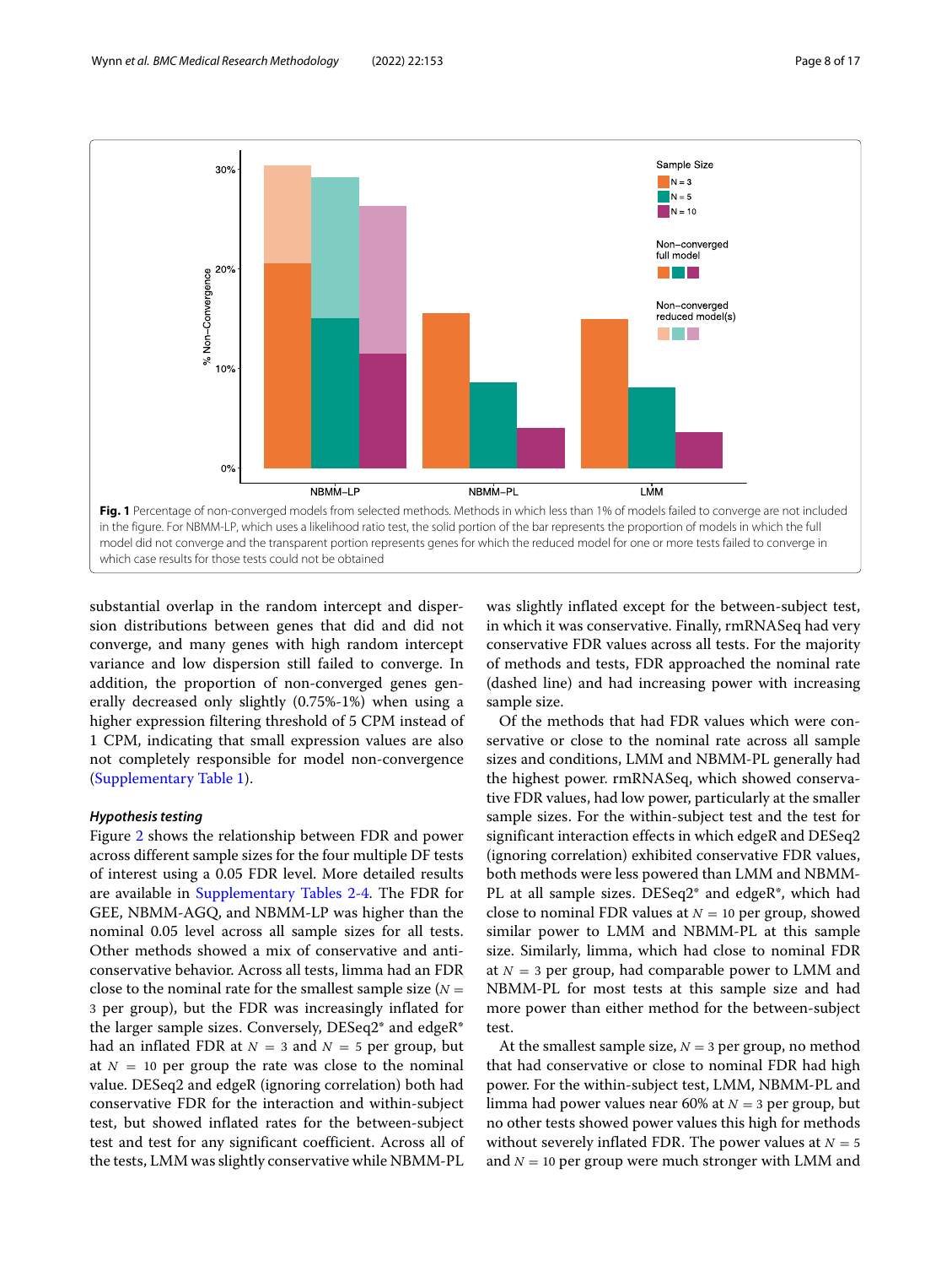Fig. 1 Percentage of non-converged models from selected methods. Methods in which less than 1% of models failed to converge are not included in the figure. For NBMM-LP, which uses a likelihood ratio test, the solid portion of the bar represents the proportion of models in which the full model did not converge and the transparent portion represents genes for which the reduced model for one or more tests failed to converge in which case results for those tests could not be obtained

substantial overlap in the random intercept and dispersion distributions between genes that did and did not converge, and many genes with high random intercept variance and low dispersion still failed to converge. In addition, the proportion of non-converged genes generally decreased only slightly (0.75%-1%) when using a higher expression filtering threshold of 5 CPM instead of 1 CPM, indicating that small expression values are also not completely responsible for model non-convergence (Supplementary Table 1).

### *Hypothesis testing*

Figure 2 shows the relationship between FDR and power across different sample sizes for the four multiple DF tests of interest using a 0.05 FDR level. More detailed results are available in Supplementary Tables 2-4. The FDR for GEE, NBMM-AGQ, and NBMM-LP was higher than the nominal 0.05 level across all sample sizes for all tests. Other methods showed a mix of conservative and anti-conservative behavior. Across all tests, limma had an FDR close to the nominal rate for the smallest sample size ($N = 3$ per group), but the FDR was increasingly inflated for the larger sample sizes. Conversely, DESeq2* and edgeR* had an inflated FDR at $N = 3$ and $N = 5$ per group, but at $N = 10$ per group the rate was close to the nominal value. DESeq2 and edgeR (ignoring correlation) both had conservative FDR for the interaction and within-subject test, but showed inflated rates for the between-subject test and test for any significant coefficient. Across all of the tests, LMM was slightly conservative while NBMM-PL was slightly inflated except for the between-subject test, in which it was conservative. Finally, rmRNASeq had very conservative FDR values across all tests. For the majority of methods and tests, FDR approached the nominal rate (dashed line) and had increasing power with increasing sample size.

Of the methods that had FDR values which were conservative or close to the nominal rate across all sample sizes and conditions, LMM and NBMM-PL generally had the highest power. rmRNASeq, which showed conservative FDR values, had low power, particularly at the smaller sample sizes. For the within-subject test and the test for significant interaction effects in which edgeR and DESeq2 (ignoring correlation) exhibited conservative FDR values, both methods were less powered than LMM and NBMM-PL at all sample sizes. DESeq2* and edgeR*, which had close to nominal FDR values at $N = 10$ per group, showed similar power to LMM and NBMM-PL at this sample size. Similarly, limma, which had close to nominal FDR at $N = 3$ per group, had comparable power to LMM and NBMM-PL for most tests at this sample size and had more power than either method for the between-subject test.

At the smallest sample size, $N = 3$ per group, no method that had conservative or close to nominal FDR had high power. For the within-subject test, LMM, NBMM-PL and limma had power values near 60% at $N = 3$ per group, but no other tests showed power values this high for methods without severely inflated FDR. The power values at $N = 5$ and $N = 10$ per group were much stronger with LMM and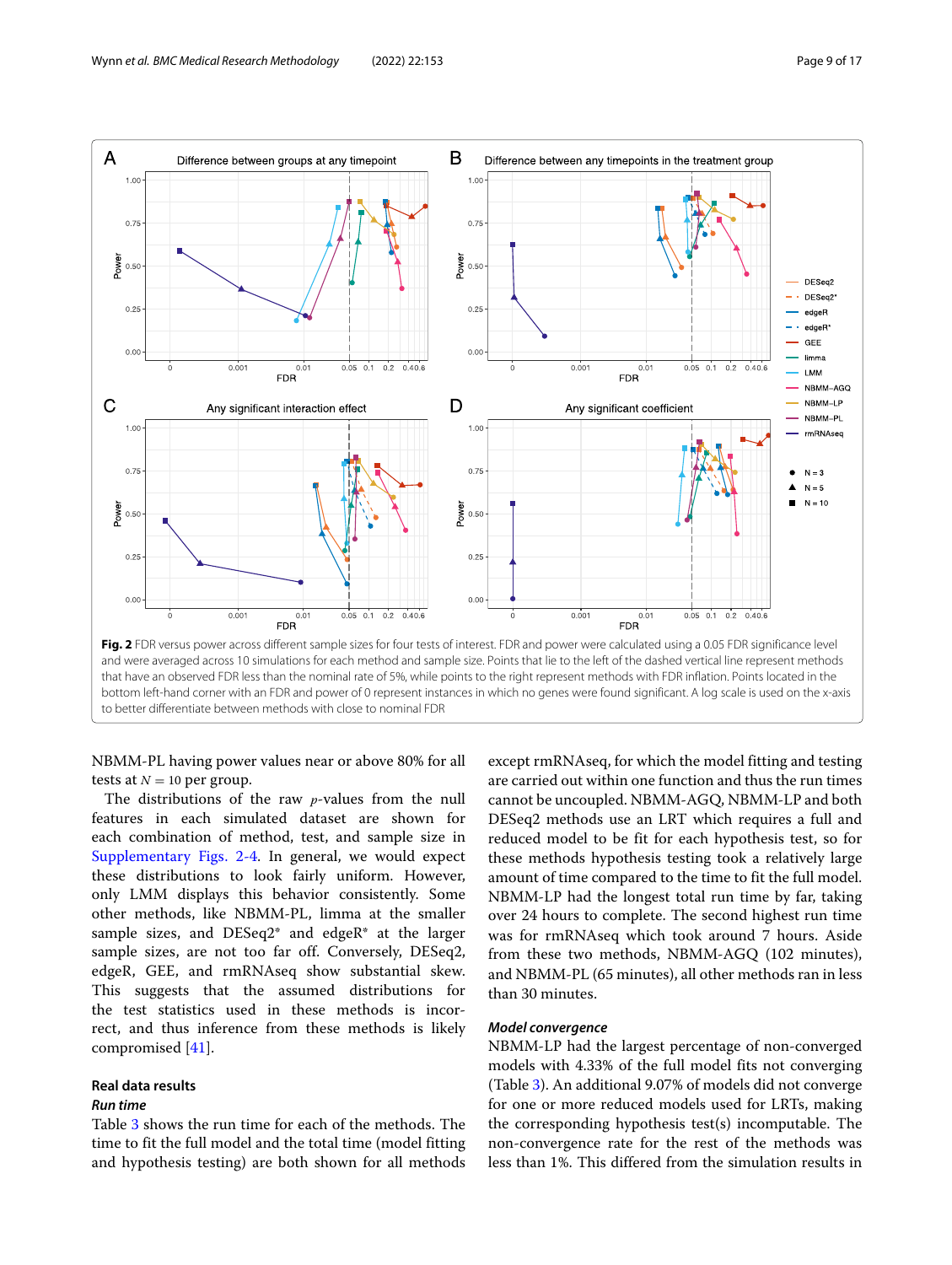Fig. 2 FDR versus power across different sample sizes for four tests of interest. FDR and power were calculated using a 0.05 FDR significance level and were averaged across 10 simulations for each method and sample size. Points that lie to the left of the dashed vertical line represent methods that have an observed FDR less than the nominal rate of 5%, while points to the right represent methods with FDR inflation. Points located in the bottom left-hand corner with an FDR and power of 0 represent instances in which no genes were found significant. A log scale is used on the x-axis to better differentiate between methods with close to nominal FDR

NBMM-PL having power values near or above 80% for all tests at $N = 10$ per group.

The distributions of the raw $p$-values from the null features in each simulated dataset are shown for each combination of method, test, and sample size in Supplementary Figs. 2-4. In general, we would expect these distributions to look fairly uniform. However, only LMM displays this behavior consistently. Some other methods, like NBMM-PL, limma at the smaller sample sizes, and DESeq2* and edgeR* at the larger sample sizes, are not too far off. Conversely, DESeq2, edgeR, GEE, and rmRNAseq show substantial skew. This suggests that the assumed distributions for the test statistics used in these methods is incorrect, and thus inference from these methods is likely compromised [41].

## Real data results

### *Run time*

Table 3 shows the run time for each of the methods. The time to fit the full model and the total time (model fitting and hypothesis testing) are both shown for all methods except rmRNAseq, for which the model fitting and testing are carried out within one function and thus the run times cannot be uncoupled. NBMM-AGQ, NBMM-LP and both DESeq2 methods use an LRT which requires a full and reduced model to be fit for each hypothesis test, so for these methods hypothesis testing took a relatively large amount of time compared to the time to fit the full model. NBMM-LP had the longest total run time by far, taking over 24 hours to complete. The second highest run time was for rmRNAseq which took around 7 hours. Aside from these two methods, NBMM-AGQ (102 minutes), and NBMM-PL (65 minutes), all other methods ran in less than 30 minutes.

### *Model convergence*

NBMM-LP had the largest percentage of non-converged models with 4.33% of the full model fits not converging (Table 3). An additional 9.07% of models did not converge for one or more reduced models used for LRTs, making the corresponding hypothesis test(s) incomputable. The non-convergence rate for the rest of the methods was less than 1%. This differed from the simulation results in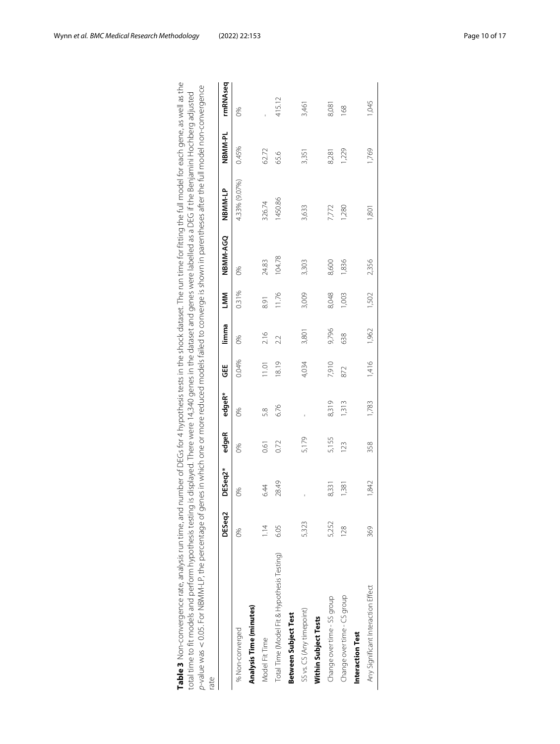**Table 3** Non-convergence rate, analysis run time, and number of DEGs for 4 hypothesis tests in the shock dataset. The run time for fitting the full model for each gene, as well as the total time to fit models and perform hypothesis testing is displayed. There were 14,340 genes in the dataset and genes were labelled as a DEG if the Benjamini Hochberg adjusted $p$-value was < 0.05. For NBMM-LP, the percentage of genes in which one or more reduced models failed to converge is shown in parentheses after the full model non-convergence rate

| | DESeq2 | DESeq2* | edgeR | edgeR* | GEE | limma | LMM | NBMM-AGQ | NBMM-LP | NBMM-PL | rmRNAseq |
|---|---|---|---|---|---|---|---|---|---|---|---|
| % Non-converged | 0% | 0% | 0% | 0% | 0.04% | 0% | 0.31% | 0% | 4.33% (9.07%) | 0.45% | 0% |
| **Analysis Time (minutes)** | | | | | | | | | | | |
| Model Fit Time | 1.14 | 6.44 | 0.61 | 5.8 | 11.01 | 2.16 | 8.91 | 24.83 | 326.74 | 62.72 | - |
| Total Time (Model Fit & Hypothesis Testing) | 6.05 | 28.49 | 0.72 | 6.76 | 18.19 | 2.2 | 11.76 | 104.78 | 1450.86 | 65.6 | 415.12 |
| **Between Subject Test** | | | | | | | | | | | |
| SS vs. CS (Any timepoint) | 5,323 | - | 5,179 | - | 4,034 | 3,801 | 3,009 | 3,303 | 3,633 | 3,351 | 3,461 |
| **Within Subject Tests** | | | | | | | | | | | |
| Change over time - SS group | 5,252 | 8,331 | 5,155 | 8,319 | 7,910 | 9,796 | 8,048 | 8,600 | 7,772 | 8,281 | 8,081 |
| Change over time - CS group | 128 | 1,381 | 123 | 1,313 | 872 | 638 | 1,003 | 1,836 | 1,280 | 1,229 | 168 |
| **Interaction Test** | | | | | | | | | | | |
| Any Significant Interaction Effect | 369 | 1,842 | 358 | 1,783 | 1,416 | 1,962 | 1,502 | 2,356 | 1,801 | 1,769 | 1,045 |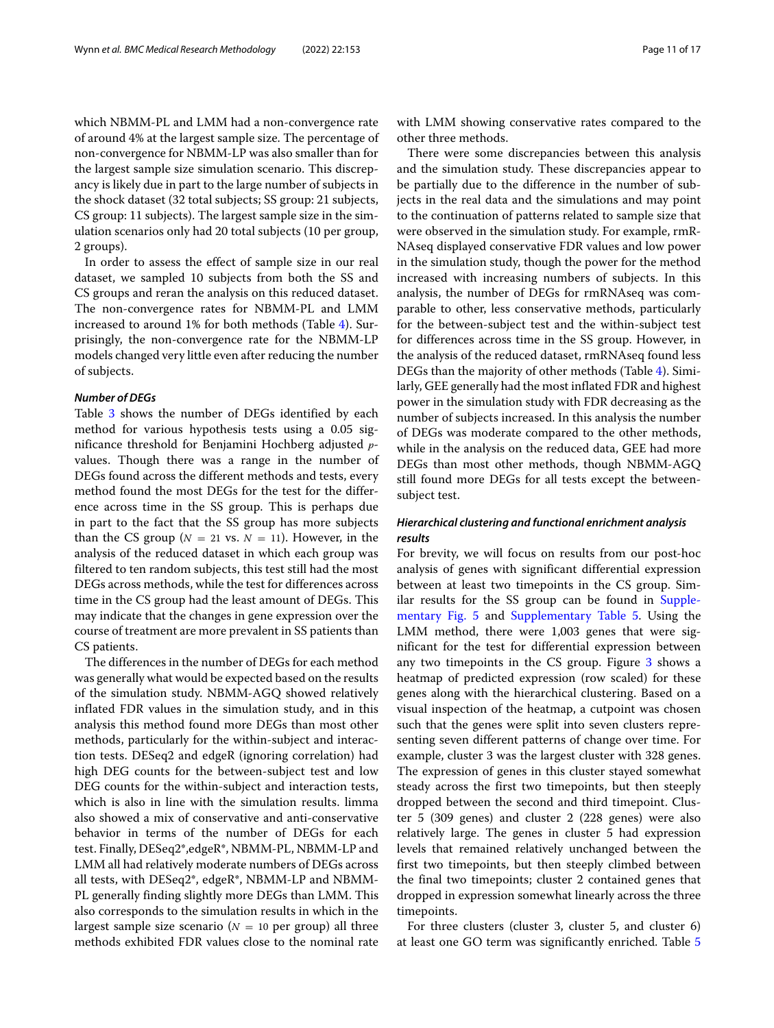which NBMM-PL and LMM had a non-convergence rate of around 4% at the largest sample size. The percentage of non-convergence for NBMM-LP was also smaller than for the largest sample size simulation scenario. This discrepancy is likely due in part to the large number of subjects in the shock dataset (32 total subjects; SS group: 21 subjects, CS group: 11 subjects). The largest sample size in the simulation scenarios only had 20 total subjects (10 per group, 2 groups).

In order to assess the effect of sample size in our real dataset, we sampled 10 subjects from both the SS and CS groups and reran the analysis on this reduced dataset. The non-convergence rates for NBMM-PL and LMM increased to around 1% for both methods (Table 4). Surprisingly, the non-convergence rate for the NBMM-LP models changed very little even after reducing the number of subjects.

### *Number of DEGs*

Table 3 shows the number of DEGs identified by each method for various hypothesis tests using a 0.05 significance threshold for Benjamini Hochberg adjusted $p$-values. Though there was a range in the number of DEGs found across the different methods and tests, every method found the most DEGs for the test for the difference across time in the SS group. This is perhaps due in part to the fact that the SS group has more subjects than the CS group ($N = 21$ vs. $N = 11$). However, in the analysis of the reduced dataset in which each group was filtered to ten random subjects, this test still had the most DEGs across methods, while the test for differences across time in the CS group had the least amount of DEGs. This may indicate that the changes in gene expression over the course of treatment are more prevalent in SS patients than CS patients.

The differences in the number of DEGs for each method was generally what would be expected based on the results of the simulation study. NBMM-AGQ showed relatively inflated FDR values in the simulation study, and in this analysis this method found more DEGs than most other methods, particularly for the within-subject and interaction tests. DESeq2 and edgeR (ignoring correlation) had high DEG counts for the between-subject test and low DEG counts for the within-subject and interaction tests, which is also in line with the simulation results. limma also showed a mix of conservative and anti-conservative behavior in terms of the number of DEGs for each test. Finally, DESeq2*,edgeR*, NBMM-PL, NBMM-LP and LMM all had relatively moderate numbers of DEGs across all tests, with DESeq2*, edgeR*, NBMM-LP and NBMM-PL generally finding slightly more DEGs than LMM. This also corresponds to the simulation results in which in the largest sample size scenario ($N = 10$ per group) all three methods exhibited FDR values close to the nominal rate with LMM showing conservative rates compared to the other three methods.

There were some discrepancies between this analysis and the simulation study. These discrepancies appear to be partially due to the difference in the number of subjects in the real data and the simulations and may point to the continuation of patterns related to sample size that were observed in the simulation study. For example, rmRNAseq displayed conservative FDR values and low power in the simulation study, though the power for the method increased with increasing numbers of subjects. In this analysis, the number of DEGs for rmRNAseq was comparable to other, less conservative methods, particularly for the between-subject test and the within-subject test for differences across time in the SS group. However, in the analysis of the reduced dataset, rmRNAseq found less DEGs than the majority of other methods (Table 4). Similarly, GEE generally had the most inflated FDR and highest power in the simulation study with FDR decreasing as the number of subjects increased. In this analysis the number of DEGs was moderate compared to the other methods, while in the analysis on the reduced data, GEE had more DEGs than most other methods, though NBMM-AGQ still found more DEGs for all tests except the between-subject test.

### *Hierarchical clustering and functional enrichment analysis results*

For brevity, we will focus on results from our post-hoc analysis of genes with significant differential expression between at least two timepoints in the CS group. Similar results for the SS group can be found in Supplementary Fig. 5 and Supplementary Table 5. Using the LMM method, there were 1,003 genes that were significant for the test for differential expression between any two timepoints in the CS group. Figure 3 shows a heatmap of predicted expression (row scaled) for these genes along with the hierarchical clustering. Based on a visual inspection of the heatmap, a cutpoint was chosen such that the genes were split into seven clusters representing seven different patterns of change over time. For example, cluster 3 was the largest cluster with 328 genes. The expression of genes in this cluster stayed somewhat steady across the first two timepoints, but then steeply dropped between the second and third timepoint. Cluster 5 (309 genes) and cluster 2 (228 genes) were also relatively large. The genes in cluster 5 had expression levels that remained relatively unchanged between the first two timepoints, but then steeply climbed between the final two timepoints; cluster 2 contained genes that dropped in expression somewhat linearly across the three timepoints.

For three clusters (cluster 3, cluster 5, and cluster 6) at least one GO term was significantly enriched. Table 5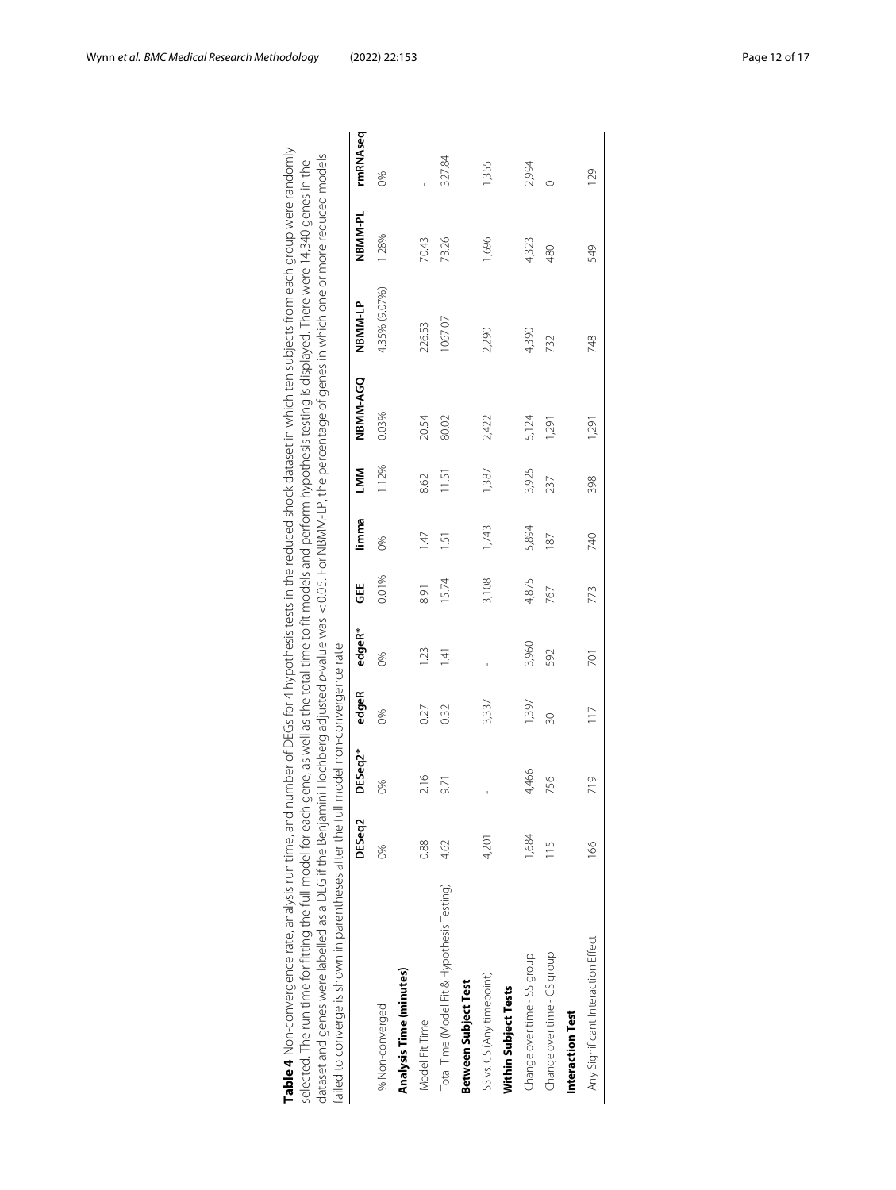**Table 4** Non-convergence rate, analysis run time, and number of DEGs for 4 hypothesis tests in the reduced shock dataset in which ten subjects from each group were randomly selected. The run time for fitting the full model for each gene, as well as the total time to fit models and perform hypothesis testing is displayed. There were 14,340 genes in the dataset and genes were labelled as a DEG if the Benjamini Hochberg adjusted *p*-value was < 0.05. For NBMM-LP, the percentage of genes in which one or more reduced models failed to converge is shown in parentheses after the full model non-convergence rate

| | DESeq2 | DESeq2* | edgeR | edgeR* | GEE | limma | LMM | NBMM-AGQ | NBMM-LP | NBMM-PL | rmRNAseq |
|---|---|---|---|---|---|---|---|---|---|---|---|
| % Non-converged | 0% | 0% | 0% | 0% | 0.01% | 0% | 1.12% | 0.03% | 4.35% (9.07%) | 1.28% | 0% |
| **Analysis Time (minutes)** | | | | | | | | | | | |
| Model Fit Time | 0.88 | 2.16 | 0.27 | 1.23 | 8.91 | 1.47 | 8.62 | 20.54 | 226.53 | 70.43 | - |
| Total Time (Model Fit & Hypothesis Testing) | 4.62 | 9.71 | 0.32 | 1.41 | 15.74 | 1.51 | 11.51 | 80.02 | 1067.07 | 73.26 | 327.84 |
| **Between Subject Test** | | | | | | | | | | | |
| SS vs. CS (Any timepoint) | 4,201 | - | 3,337 | - | 3,108 | 1,743 | 1,387 | 2,422 | 2,290 | 1,696 | 1,355 |
| **Within Subject Tests** | | | | | | | | | | | |
| Change over time - SS group | 1,684 | 4,466 | 1,397 | 3,960 | 4,875 | 5,894 | 3,925 | 5,124 | 4,390 | 4,323 | 2,994 |
| Change over time - CS group | 115 | 756 | 30 | 592 | 767 | 187 | 237 | 1,291 | 732 | 480 | 0 |
| **Interaction Test** | | | | | | | | | | | |
| Any Significant Interaction Effect | 166 | 719 | 117 | 701 | 773 | 740 | 398 | 1,291 | 748 | 549 | 129 |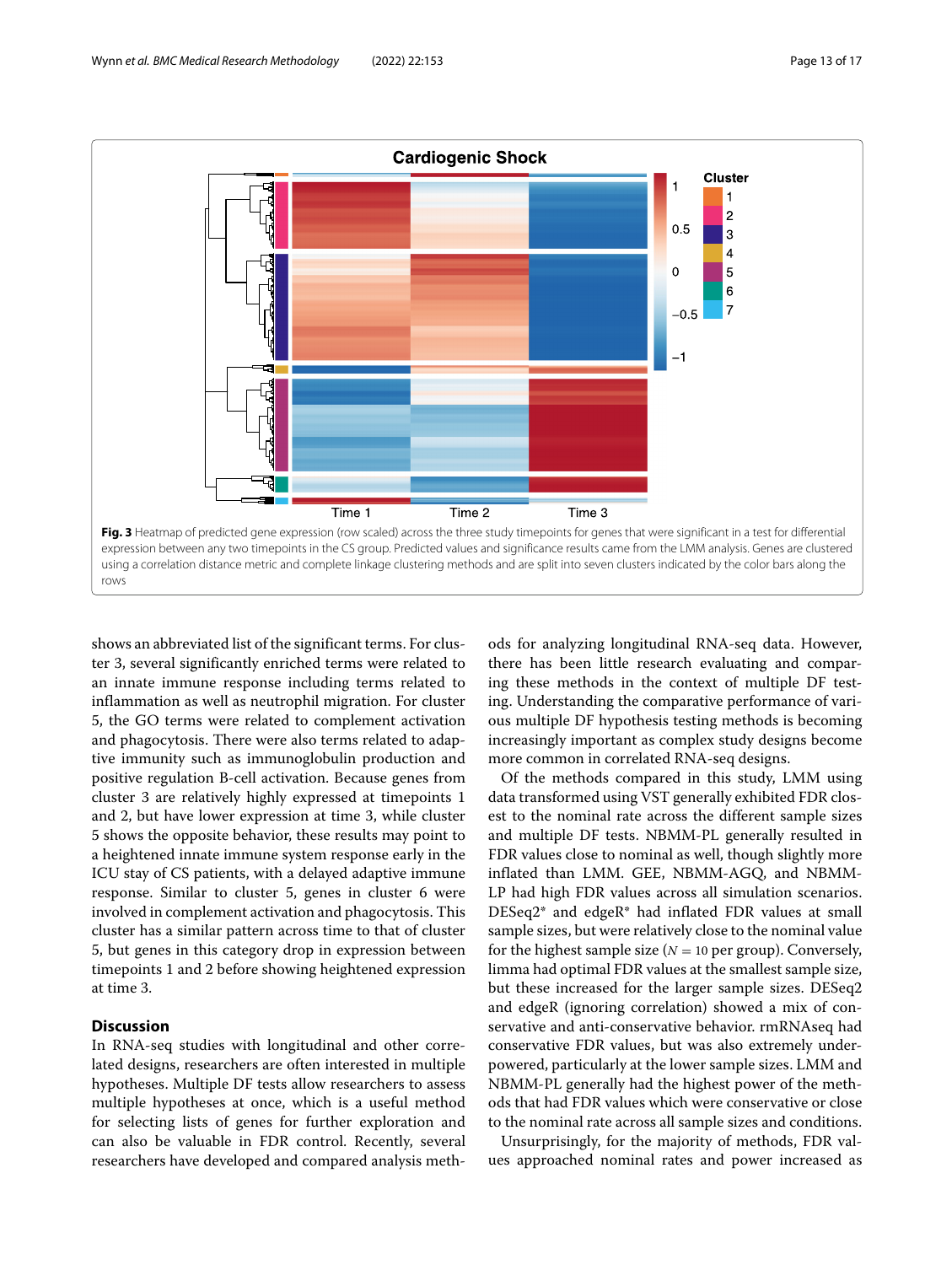Fig. 3 Heatmap of predicted gene expression (row scaled) across the three study timepoints for genes that were significant in a test for differential expression between any two timepoints in the CS group. Predicted values and significance results came from the LMM analysis. Genes are clustered using a correlation distance metric and complete linkage clustering methods and are split into seven clusters indicated by the color bars along the rows

shows an abbreviated list of the significant terms. For cluster 3, several significantly enriched terms were related to an innate immune response including terms related to inflammation as well as neutrophil migration. For cluster 5, the GO terms were related to complement activation and phagocytosis. There were also terms related to adaptive immunity such as immunoglobulin production and positive regulation B-cell activation. Because genes from cluster 3 are relatively highly expressed at timepoints 1 and 2, but have lower expression at time 3, while cluster 5 shows the opposite behavior, these results may point to a heightened innate immune system response early in the ICU stay of CS patients, with a delayed adaptive immune response. Similar to cluster 5, genes in cluster 6 were involved in complement activation and phagocytosis. This cluster has a similar pattern across time to that of cluster 5, but genes in this category drop in expression between timepoints 1 and 2 before showing heightened expression at time 3.

## Discussion

In RNA-seq studies with longitudinal and other correlated designs, researchers are often interested in multiple hypotheses. Multiple DF tests allow researchers to assess multiple hypotheses at once, which is a useful method for selecting lists of genes for further exploration and can also be valuable in FDR control. Recently, several researchers have developed and compared analysis methods for analyzing longitudinal RNA-seq data. However, there has been little research evaluating and comparing these methods in the context of multiple DF testing. Understanding the comparative performance of various multiple DF hypothesis testing methods is becoming increasingly important as complex study designs become more common in correlated RNA-seq designs.

Of the methods compared in this study, LMM using data transformed using VST generally exhibited FDR closest to the nominal rate across the different sample sizes and multiple DF tests. NBMM-PL generally resulted in FDR values close to nominal as well, though slightly more inflated than LMM. GEE, NBMM-AGQ, and NBMM-LP had high FDR values across all simulation scenarios. DESeq2* and edgeR* had inflated FDR values at small sample sizes, but were relatively close to the nominal value for the highest sample size ($N = 10$ per group). Conversely, limma had optimal FDR values at the smallest sample size, but these increased for the larger sample sizes. DESeq2 and edgeR (ignoring correlation) showed a mix of conservative and anti-conservative behavior. rmRNAseq had conservative FDR values, but was also extremely underpowered, particularly at the lower sample sizes. LMM and NBMM-PL generally had the highest power of the methods that had FDR values which were conservative or close to the nominal rate across all sample sizes and conditions.

Unsurprisingly, for the majority of methods, FDR values approached nominal rates and power increased as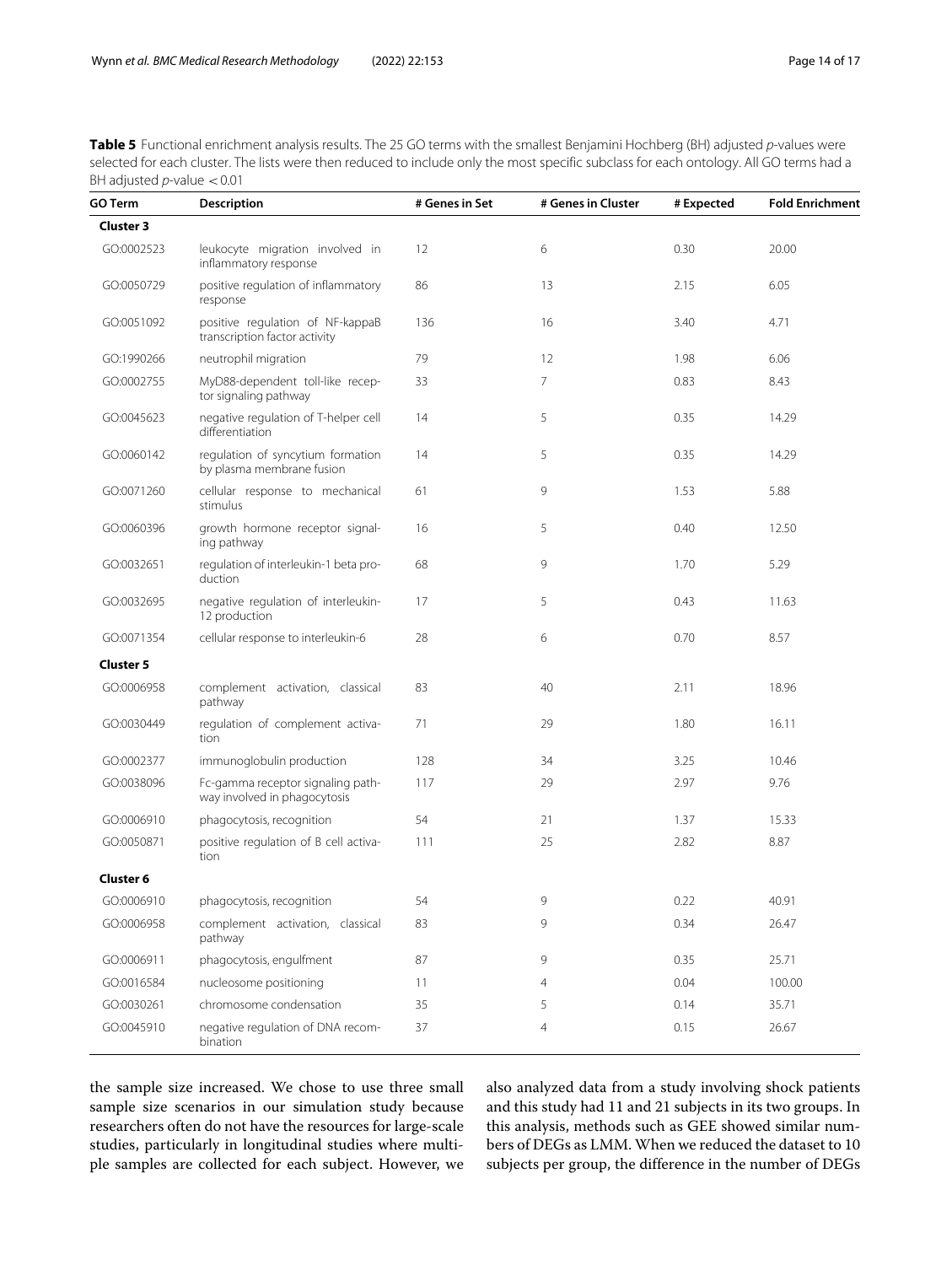**Table 5** Functional enrichment analysis results. The 25 GO terms with the smallest Benjamini Hochberg (BH) adjusted *p*-values were selected for each cluster. The lists were then reduced to include only the most specific subclass for each ontology. All GO terms had a BH adjusted *p*-value $< 0.01$

| GO Term | Description | # Genes in Set | # Genes in Cluster | # Expected | Fold Enrichment |
|---|---|---|---|---|---|
| **Cluster 3** | | | | | |
| GO:0002523 | leukocyte migration involved in inflammatory response | 12 | 6 | 0.30 | 20.00 |
| GO:0050729 | positive regulation of inflammatory response | 86 | 13 | 2.15 | 6.05 |
| GO:0051092 | positive regulation of NF-kappaB transcription factor activity | 136 | 16 | 3.40 | 4.71 |
| GO:1990266 | neutrophil migration | 79 | 12 | 1.98 | 6.06 |
| GO:0002755 | MyD88-dependent toll-like receptor signaling pathway | 33 | 7 | 0.83 | 8.43 |
| GO:0045623 | negative regulation of T-helper cell differentiation | 14 | 5 | 0.35 | 14.29 |
| GO:0060142 | regulation of syncytium formation by plasma membrane fusion | 14 | 5 | 0.35 | 14.29 |
| GO:0071260 | cellular response to mechanical stimulus | 61 | 9 | 1.53 | 5.88 |
| GO:0060396 | growth hormone receptor signaling pathway | 16 | 5 | 0.40 | 12.50 |
| GO:0032651 | regulation of interleukin-1 beta production | 68 | 9 | 1.70 | 5.29 |
| GO:0032695 | negative regulation of interleukin-12 production | 17 | 5 | 0.43 | 11.63 |
| GO:0071354 | cellular response to interleukin-6 | 28 | 6 | 0.70 | 8.57 |
| **Cluster 5** | | | | | |
| GO:0006958 | complement activation, classical pathway | 83 | 40 | 2.11 | 18.96 |
| GO:0030449 | regulation of complement activation | 71 | 29 | 1.80 | 16.11 |
| GO:0002377 | immunoglobulin production | 128 | 34 | 3.25 | 10.46 |
| GO:0038096 | Fc-gamma receptor signaling pathway involved in phagocytosis | 117 | 29 | 2.97 | 9.76 |
| GO:0006910 | phagocytosis, recognition | 54 | 21 | 1.37 | 15.33 |
| GO:0050871 | positive regulation of B cell activation | 111 | 25 | 2.82 | 8.87 |
| **Cluster 6** | | | | | |
| GO:0006910 | phagocytosis, recognition | 54 | 9 | 0.22 | 40.91 |
| GO:0006958 | complement activation, classical pathway | 83 | 9 | 0.34 | 26.47 |
| GO:0006911 | phagocytosis, engulfment | 87 | 9 | 0.35 | 25.71 |
| GO:0016584 | nucleosome positioning | 11 | 4 | 0.04 | 100.00 |
| GO:0030261 | chromosome condensation | 35 | 5 | 0.14 | 35.71 |
| GO:0045910 | negative regulation of DNA recombination | 37 | 4 | 0.15 | 26.67 |

the sample size increased. We chose to use three small sample size scenarios in our simulation study because researchers often do not have the resources for large-scale studies, particularly in longitudinal studies where multiple samples are collected for each subject. However, we also analyzed data from a study involving shock patients and this study had 11 and 21 subjects in its two groups. In this analysis, methods such as GEE showed similar numbers of DEGs as LMM. When we reduced the dataset to 10 subjects per group, the difference in the number of DEGs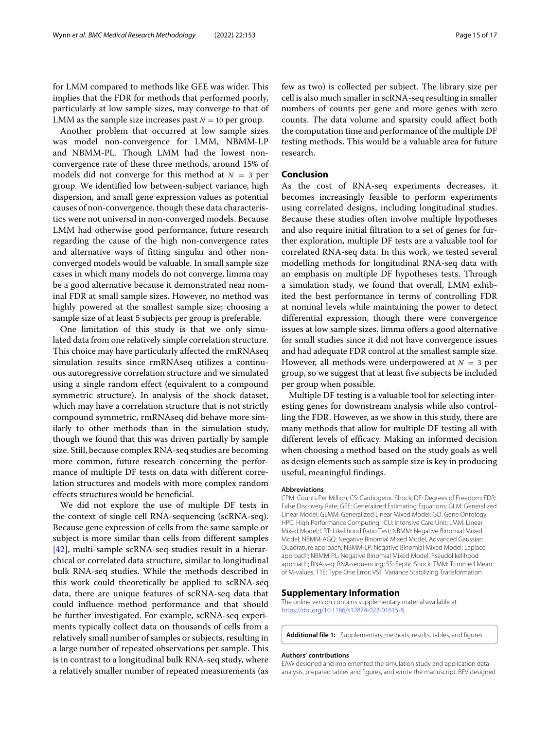for LMM compared to methods like GEE was wider. This implies that the FDR for methods that performed poorly, particularly at low sample sizes, may converge to that of LMM as the sample size increases past $N = 10$ per group.

Another problem that occurred at low sample sizes was model non-convergence for LMM, NBMM-LP and NBMM-PL. Though LMM had the lowest non-convergence rate of these three methods, around 15% of models did not converge for this method at $N = 3$ per group. We identified low between-subject variance, high dispersion, and small gene expression values as potential causes of non-convergence, though these data characteristics were not universal in non-converged models. Because LMM had otherwise good performance, future research regarding the cause of the high non-convergence rates and alternative ways of fitting singular and other non-converged models would be valuable. In small sample size cases in which many models do not converge, limma may be a good alternative because it demonstrated near nominal FDR at small sample sizes. However, no method was highly powered at the smallest sample size; choosing a sample size of at least 5 subjects per group is preferable.

One limitation of this study is that we only simulated data from one relatively simple correlation structure. This choice may have particularly affected the rmRNAseq simulation results since rmRNAseq utilizes a continuous autoregressive correlation structure and we simulated using a single random effect (equivalent to a compound symmetric structure). In analysis of the shock dataset, which may have a correlation structure that is not strictly compound symmetric, rmRNAseq did behave more similarly to other methods than in the simulation study, though we found that this was driven partially by sample size. Still, because complex RNA-seq studies are becoming more common, future research concerning the performance of multiple DF tests on data with different correlation structures and models with more complex random effects structures would be beneficial.

We did not explore the use of multiple DF tests in the context of single cell RNA-sequencing (scRNA-seq). Because gene expression of cells from the same sample or subject is more similar than cells from different samples [42], multi-sample scRNA-seq studies result in a hierarchical or correlated data structure, similar to longitudinal bulk RNA-seq studies. While the methods described in this work could theoretically be applied to scRNA-seq data, there are unique features of scRNA-seq data that could influence method performance and that should be further investigated. For example, scRNA-seq experiments typically collect data on thousands of cells from a relatively small number of samples or subjects, resulting in a large number of repeated observations per sample. This is in contrast to a longitudinal bulk RNA-seq study, where a relatively smaller number of repeated measurements (as few as two) is collected per subject. The library size per cell is also much smaller in scRNA-seq resulting in smaller numbers of counts per gene and more genes with zero counts. The data volume and sparsity could affect both the computation time and performance of the multiple DF testing methods. This would be a valuable area for future research.

## Conclusion

As the cost of RNA-seq experiments decreases, it becomes increasingly feasible to perform experiments using correlated designs, including longitudinal studies. Because these studies often involve multiple hypotheses and also require initial filtration to a set of genes for further exploration, multiple DF tests are a valuable tool for correlated RNA-seq data. In this work, we tested several modelling methods for longitudinal RNA-seq data with an emphasis on multiple DF hypotheses tests. Through a simulation study, we found that overall, LMM exhibited the best performance in terms of controlling FDR at nominal levels while maintaining the power to detect differential expression, though there were convergence issues at low sample sizes. limma offers a good alternative for small studies since it did not have convergence issues and had adequate FDR control at the smallest sample size. However, all methods were underpowered at $N = 3$ per group, so we suggest that at least five subjects be included per group when possible.

Multiple DF testing is a valuable tool for selecting interesting genes for downstream analysis while also controlling the FDR. However, as we show in this study, there are many methods that allow for multiple DF testing all with different levels of efficacy. Making an informed decision when choosing a method based on the study goals as well as design elements such as sample size is key in producing useful, meaningful findings.

#### Abbreviations

CPM: Counts Per Million; CS: Cardiogenic Shock; DF: Degrees of Freedom; FDR: False Discovery Rate; GEE: Generalized Estimating Equations; GLM: Generalized Linear Model; GLMM: Generalized Linear Mixed Model; GO: Gene Ontology; HPC: High Performance Computing; ICU: Intensive Care Unit; LMM: Linear Mixed Model; LRT: Likelihood Ratio Test; NBMM: Negative Binomial Mixed Model; NBMM-AGQ: Negative Binomial Mixed Model, Advanced Gaussian Quadrature approach; NBMM-LP: Negative Binomial Mixed Model, Laplace approach; NBMM-PL: Negative Binomial Mixed Model, Pseudolikelihood approach; RNA-seq: RNA-sequencing; SS: Septic Shock; TMM: Trimmed Mean of M-values; T1E: Type One Error; VST: Variance Stabilizing Transformation

## Supplementary Information

The online version contains supplementary material available at https://doi.org/10.1186/s12874-022-01615-8.

**Additional file 1:** Supplementary methods, results, tables, and figures.

#### Authors' contributions

EAW designed and implemented the simulation study and application data analysis, prepared tables and figures, and wrote the manuscript. BEV designed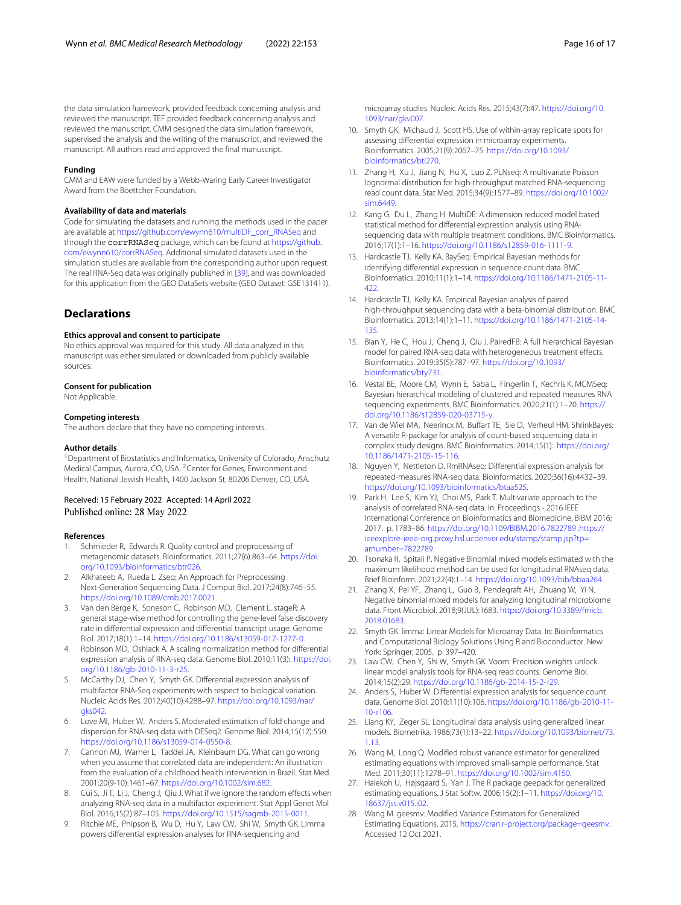the data simulation framework, provided feedback concerning analysis and reviewed the manuscript. TEF provided feedback concerning analysis and reviewed the manuscript. CMM designed the data simulation framework, supervised the analysis and the writing of the manuscript, and reviewed the manuscript. All authors read and approved the final manuscript.

### Funding

CMM and EAW were funded by a Webb-Waring Early Career Investigator Award from the Boettcher Foundation.

### Availability of data and materials

Code for simulating the datasets and running the methods used in the paper are available at https://github.com/ewynn610/multiDF_corr_RNASeq and through the `corrRNASeq` package, which can be found at https://github.com/ewynn610/corrRNASeq. Additional simulated datasets used in the simulation studies are available from the corresponding author upon request. The real RNA-Seq data was originally published in [39], and was downloaded for this application from the GEO DataSets website (GEO Dataset: GSE131411).

## Declarations

### Ethics approval and consent to participate

No ethics approval was required for this study. All data analyzed in this manuscript was either simulated or downloaded from publicly available sources.

### Consent for publication

Not Applicable.

### Competing interests

The authors declare that they have no competing interests.

### Author details

[1]Department of Biostatistics and Informatics, University of Colorado, Anschutz Medical Campus, Aurora, CO, USA. [2]Center for Genes, Environment and Health, National Jewish Health, 1400 Jackson St, 80206 Denver, CO, USA.

Received: 15 February 2022 Accepted: 14 April 2022
Published online: 28 May 2022

### References

1. Schmieder R, Edwards R. Quality control and preprocessing of metagenomic datasets. Bioinformatics. 2011;27(6):863–64. https://doi.org/10.1093/bioinformatics/btr026.
2. Alkhateeb A, Rueda L. Zseq: An Approach for Preprocessing Next-Generation Sequencing Data. J Comput Biol. 2017;24(8):746–55. https://doi.org/10.1089/cmb.2017.0021.
3. Van den Berge K, Soneson C, Robinson MD, Clement L. stageR: A general stage-wise method for controlling the gene-level false discovery rate in differential expression and differential transcript usage. Genome Biol. 2017;18(1):1–14. https://doi.org/10.1186/s13059-017-1277-0.
4. Robinson MD, Oshlack A. A scaling normalization method for differential expression analysis of RNA-seq data. Genome Biol. 2010;11(3):. https://doi.org/10.1186/gb-2010-11-3-r25.
5. McCarthy DJ, Chen Y, Smyth GK. Differential expression analysis of multifactor RNA-Seq experiments with respect to biological variation. Nucleic Acids Res. 2012;40(10):4288–97. https://doi.org/10.1093/nar/gks042.
6. Love MI, Huber W, Anders S. Moderated estimation of fold change and dispersion for RNA-seq data with DESeq2. Genome Biol. 2014;15(12):550. https://doi.org/10.1186/s13059-014-0550-8.
7. Cannon MJ, Warner L, Taddei JA, Kleinbaum DG. What can go wrong when you assume that correlated data are independent: An illustration from the evaluation of a childhood health intervention in Brazil. Stat Med. 2001;20(9-10):1461–67. https://doi.org/10.1002/sim.682.
8. Cui S, Ji T, Li J, Cheng J, Qiu J. What if we ignore the random effects when analyzing RNA-seq data in a multifactor experiment. Stat Appl Genet Mol Biol. 2016;15(2):87–105. https://doi.org/10.1515/sagmb-2015-0011.
9. Ritchie ME, Phipson B, Wu D, Hu Y, Law CW, Shi W, Smyth GK. Limma powers differential expression analyses for RNA-sequencing and microarray studies. Nucleic Acids Res. 2015;43(7):47. https://doi.org/10.1093/nar/gkv007.
10. Smyth GK, Michaud J, Scott HS. Use of within-array replicate spots for assessing differential expression in microarray experiments. Bioinformatics. 2005;21(9):2067–75. https://doi.org/10.1093/bioinformatics/bti270.
11. Zhang H, Xu J, Jiang N, Hu X, Luo Z. PLNseq: A multivariate Poisson lognormal distribution for high-throughput matched RNA-sequencing read count data. Stat Med. 2015;34(9):1577–89. https://doi.org/10.1002/sim.6449.
12. Kang G, Du L, Zhang H. MultiDE: A dimension reduced model based statistical method for differential expression analysis using RNA-sequencing data with multiple treatment conditions. BMC Bioinformatics. 2016;17(1):1–16. https://doi.org/10.1186/s12859-016-1111-9.
13. Hardcastle TJ, Kelly KA. BaySeq: Empirical Bayesian methods for identifying differential expression in sequence count data. BMC Bioinformatics. 2010;11(1):1–14. https://doi.org/10.1186/1471-2105-11-422.
14. Hardcastle TJ, Kelly KA. Empirical Bayesian analysis of paired high-throughput sequencing data with a beta-binomial distribution. BMC Bioinformatics. 2013;14(1):1–11. https://doi.org/10.1186/1471-2105-14-135.
15. Bian Y, He C, Hou J, Cheng J, Qiu J. PairedFB: A full hierarchical Bayesian model for paired RNA-seq data with heterogeneous treatment effects. Bioinformatics. 2019;35(5):787–97. https://doi.org/10.1093/bioinformatics/bty731.
16. Vestal BE, Moore CM, Wynn E, Saba L, Fingerlin T, Kechris K. MCMSeq: Bayesian hierarchical modeling of clustered and repeated measures RNA sequencing experiments. BMC Bioinformatics. 2020;21(1):1–20. https://doi.org/10.1186/s12859-020-03715-y.
17. Van de Wiel MA, Neerincx M, Buffart TE, Sie D, Verheul HM. ShrinkBayes: A versatile R-package for analysis of count-based sequencing data in complex study designs. BMC Bioinformatics. 2014;15(1):. https://doi.org/10.1186/1471-2105-15-116.
18. Nguyen Y, Nettleton D. RmRNAseq: Differential expression analysis for repeated-measures RNA-seq data. Bioinformatics. 2020;36(16):4432–39. https://doi.org/10.1093/bioinformatics/btaa525.
19. Park H, Lee S, Kim YJ, Choi MS, Park T. Multivariate approach to the analysis of correlated RNA-seq data. In: Proceedings - 2016 IEEE International Conference on Bioinformatics and Biomedicine, BIBM 2016; 2017. p. 1783–86. https://doi.org/10.1109/BIBM.2016.7822789 .https://ieeexplore-ieee-org.proxy.hsl.ucdenver.edu/stamp/stamp.jsp?tp=arnumber=7822789.
20. Tsonaka R, Spitali P. Negative Binomial mixed models estimated with the maximum likelihood method can be used for longitudinal RNAseq data. Brief Bioinform. 2021;22(4):1–14. https://doi.org/10.1093/bib/bbaa264.
21. Zhang X, Pei YF, Zhang L, Guo B, Pendegraft AH, Zhuang W, Yi N. Negative binomial mixed models for analyzing longitudinal microbiome data. Front Microbiol. 2018;9(JUL):1683. https://doi.org/10.3389/fmicb.2018.01683.
22. Smyth GK. limma: Linear Models for Microarray Data. In: Bioinformatics and Computational Biology Solutions Using R and Bioconductor. New York: Springer; 2005. p. 397–420.
23. Law CW, Chen Y, Shi W, Smyth GK. Voom: Precision weights unlock linear model analysis tools for RNA-seq read counts. Genome Biol. 2014;15(2):29. https://doi.org/10.1186/gb-2014-15-2-r29.
24. Anders S, Huber W. Differential expression analysis for sequence count data. Genome Biol. 2010;11(10):106. https://doi.org/10.1186/gb-2010-11-10-r106.
25. Liang KY, Zeger SL. Longitudinal data analysis using generalized linear models. Biometrika. 1986;73(1):13–22. https://doi.org/10.1093/biomet/73.1.13.
26. Wang M, Long Q. Modified robust variance estimator for generalized estimating equations with improved small-sample performance. Stat Med. 2011;30(11):1278–91. https://doi.org/10.1002/sim.4150.
27. Halekoh U, Højsgaard S, Yan J. The R package geepack for generalized estimating equations. J Stat Softw. 2006;15(2):1–11. https://doi.org/10.18637/jss.v015.i02.
28. Wang M. geesmv: Modified Variance Estimators for Generalized Estimating Equations. 2015. https://cran.r-project.org/package=geesmv. Accessed 12 Oct 2021.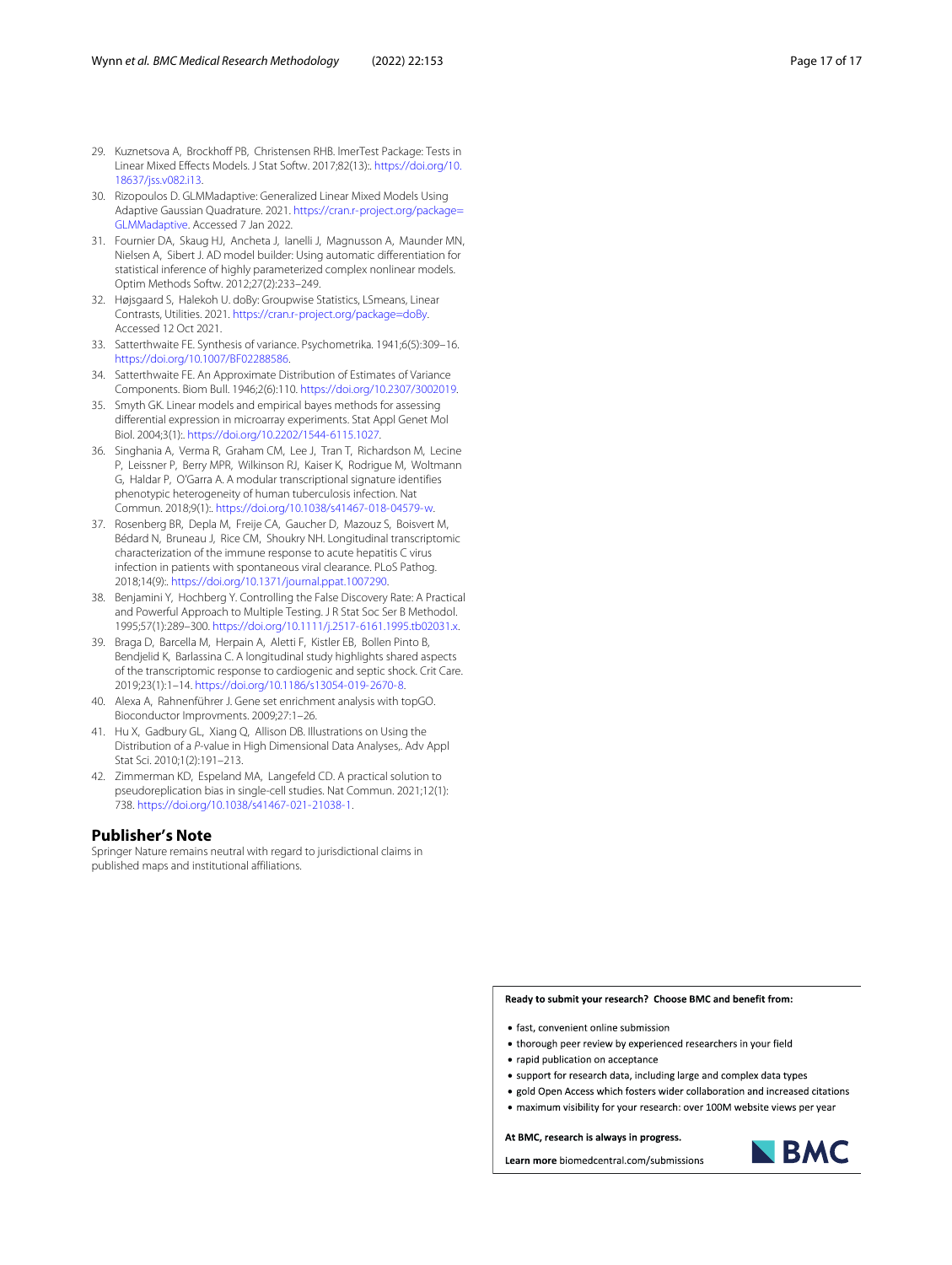29. Kuznetsova A, Brockhoff PB, Christensen RHB. lmerTest Package: Tests in Linear Mixed Effects Models. J Stat Softw. 2017;82(13):. https://doi.org/10.18637/jss.v082.i13.
30. Rizopoulos D. GLMMadaptive: Generalized Linear Mixed Models Using Adaptive Gaussian Quadrature. 2021. https://cran.r-project.org/package=GLMMadaptive. Accessed 7 Jan 2022.
31. Fournier DA, Skaug HJ, Ancheta J, Ianelli J, Magnusson A, Maunder MN, Nielsen A, Sibert J. AD model builder: Using automatic differentiation for statistical inference of highly parameterized complex nonlinear models. Optim Methods Softw. 2012;27(2):233–249.
32. Højsgaard S, Halekoh U. doBy: Groupwise Statistics, LSmeans, Linear Contrasts, Utilities. 2021. https://cran.r-project.org/package=doBy. Accessed 12 Oct 2021.
33. Satterthwaite FE. Synthesis of variance. Psychometrika. 1941;6(5):309–16. https://doi.org/10.1007/BF02288586.
34. Satterthwaite FE. An Approximate Distribution of Estimates of Variance Components. Biom Bull. 1946;2(6):110. https://doi.org/10.2307/3002019.
35. Smyth GK. Linear models and empirical bayes methods for assessing differential expression in microarray experiments. Stat Appl Genet Mol Biol. 2004;3(1):. https://doi.org/10.2202/1544-6115.1027.
36. Singhania A, Verma R, Graham CM, Lee J, Tran T, Richardson M, Lecine P, Leissner P, Berry MPR, Wilkinson RJ, Kaiser K, Rodrigue M, Woltmann G, Haldar P, O'Garra A. A modular transcriptional signature identifies phenotypic heterogeneity of human tuberculosis infection. Nat Commun. 2018;9(1):. https://doi.org/10.1038/s41467-018-04579-w.
37. Rosenberg BR, Depla M, Freije CA, Gaucher D, Mazouz S, Boisvert M, Bédard N, Bruneau J, Rice CM, Shoukry NH. Longitudinal transcriptomic characterization of the immune response to acute hepatitis C virus infection in patients with spontaneous viral clearance. PLoS Pathog. 2018;14(9):. https://doi.org/10.1371/journal.ppat.1007290.
38. Benjamini Y, Hochberg Y. Controlling the False Discovery Rate: A Practical and Powerful Approach to Multiple Testing. J R Stat Soc Ser B Methodol. 1995;57(1):289–300. https://doi.org/10.1111/j.2517-6161.1995.tb02031.x.
39. Braga D, Barcella M, Herpain A, Aletti F, Kistler EB, Bollen Pinto B, Bendjelid K, Barlassina C. A longitudinal study highlights shared aspects of the transcriptomic response to cardiogenic and septic shock. Crit Care. 2019;23(1):1–14. https://doi.org/10.1186/s13054-019-2670-8.
40. Alexa A, Rahnenführer J. Gene set enrichment analysis with topGO. Bioconductor Improvments. 2009;27:1–26.
41. Hu X, Gadbury GL, Xiang Q, Allison DB. Illustrations on Using the Distribution of a *P*-value in High Dimensional Data Analyses,. Adv Appl Stat Sci. 2010;1(2):191–213.
42. Zimmerman KD, Espeland MA, Langefeld CD. A practical solution to pseudoreplication bias in single-cell studies. Nat Commun. 2021;12(1):738. https://doi.org/10.1038/s41467-021-21038-1.

## Publisher's Note

Springer Nature remains neutral with regard to jurisdictional claims in published maps and institutional affiliations.

**Ready to submit your research? Choose BMC and benefit from:**

- fast, convenient online submission
- thorough peer review by experienced researchers in your field
- rapid publication on acceptance
- support for research data, including large and complex data types
- gold Open Access which fosters wider collaboration and increased citations
- maximum visibility for your research: over 100M website views per year

**At BMC, research is always in progress.**

**Learn more** biomedcentral.com/submissions

BMC